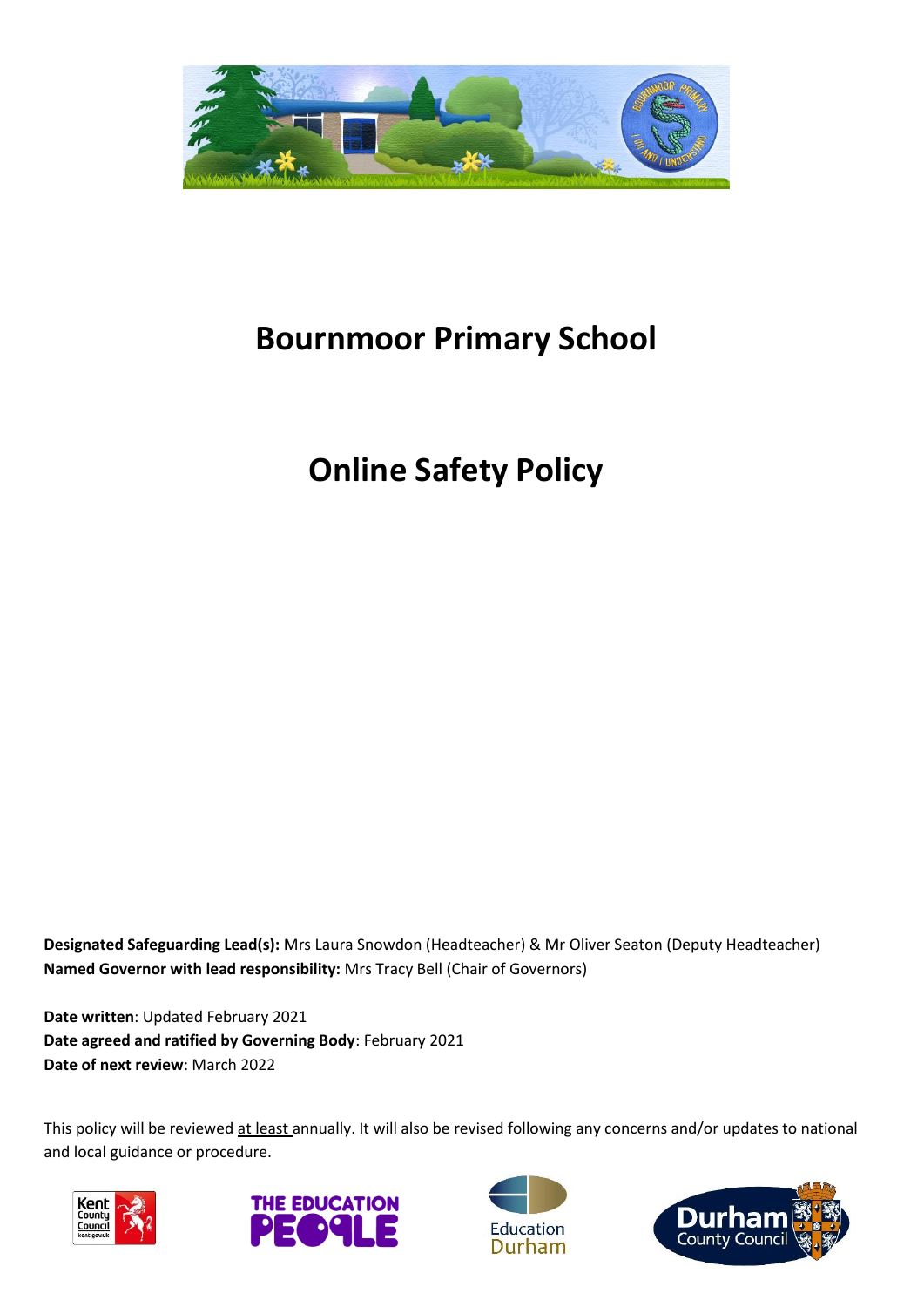# Bournmoor Primary School

# Online Safety Policy

**Designated Safeguarding Lead(s):** Mrs Laura Snowdon (Headteacher) & Mr Oliver Seaton (Deputy Headteacher)
**Named Governor with lead responsibility:** Mrs Tracy Bell (Chair of Governors)

**Date written**: Updated February 2021
**Date agreed and ratified by Governing Body**: February 2021
**Date of next review**: March 2022

This policy will be reviewed at least annually. It will also be revised following any concerns and/or updates to national and local guidance or procedure.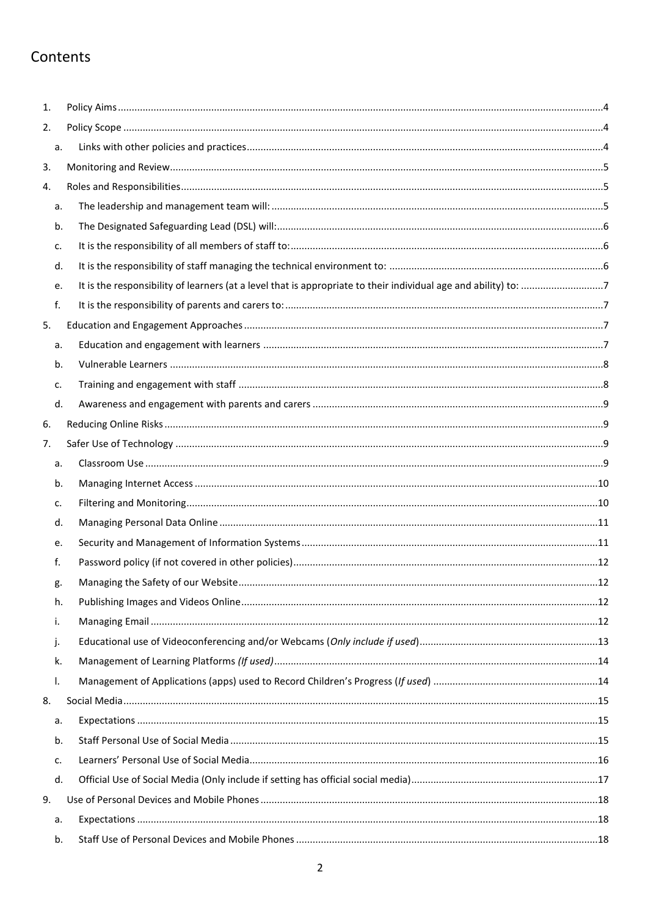# Contents

1. Policy Aims ....................................................................................................................................................4
2. Policy Scope ..................................................................................................................................................4
   a. Links with other policies and practices ...................................................................................................4
3. Monitoring and Review ..................................................................................................................................5
4. Roles and Responsibilities ..............................................................................................................................5
   a. The leadership and management team will: ..........................................................................................5
   b. The Designated Safeguarding Lead (DSL) will: .........................................................................................6
   c. It is the responsibility of all members of staff to: ....................................................................................6
   d. It is the responsibility of staff managing the technical environment to: ................................................6
   e. It is the responsibility of learners (at a level that is appropriate to their individual age and ability) to: ..............................7
   f. It is the responsibility of parents and carers to: .......................................................................................7
5. Education and Engagement Approaches .......................................................................................................7
   a. Education and engagement with learners ..............................................................................................7
   b. Vulnerable Learners ................................................................................................................................8
   c. Training and engagement with staff .......................................................................................................8
   d. Awareness and engagement with parents and carers ...........................................................................9
6. Reducing Online Risks ....................................................................................................................................9
7. Safer Use of Technology ................................................................................................................................9
   a. Classroom Use ........................................................................................................................................9
   b. Managing Internet Access .....................................................................................................................10
   c. Filtering and Monitoring .......................................................................................................................10
   d. Managing Personal Data Online ............................................................................................................11
   e. Security and Management of Information Systems ..............................................................................11
   f. Password policy (if not covered in other policies) ..................................................................................12
   g. Managing the Safety of our Website .....................................................................................................12
   h. Publishing Images and Videos Online ....................................................................................................12
   i. Managing Email .....................................................................................................................................12
   j. Educational use of Videoconferencing and/or Webcams (*Only include if used*) ....................................13
   k. Management of Learning Platforms *(If used)* .......................................................................................14
   l. Management of Applications (apps) used to Record Children's Progress (*If used*) ...............................14
8. Social Media ................................................................................................................................................15
   a. Expectations .........................................................................................................................................15
   b. Staff Personal Use of Social Media ........................................................................................................15
   c. Learners' Personal Use of Social Media .................................................................................................16
   d. Official Use of Social Media (Only include if setting has official social media) .......................................17
9. Use of Personal Devices and Mobile Phones ...............................................................................................18
   a. Expectations .........................................................................................................................................18
   b. Staff Use of Personal Devices and Mobile Phones .................................................................................18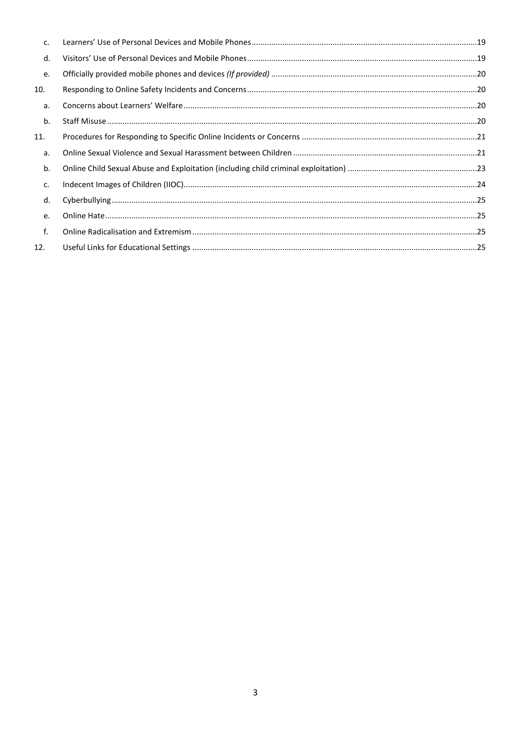c. Learners' Use of Personal Devices and Mobile Phones ..... 19

d. Visitors' Use of Personal Devices and Mobile Phones ..... 19

e. Officially provided mobile phones and devices *(If provided)* ..... 20

10. Responding to Online Safety Incidents and Concerns ..... 20

a. Concerns about Learners' Welfare ..... 20

b. Staff Misuse ..... 20

11. Procedures for Responding to Specific Online Incidents or Concerns ..... 21

a. Online Sexual Violence and Sexual Harassment between Children ..... 21

b. Online Child Sexual Abuse and Exploitation (including child criminal exploitation) ..... 23

c. Indecent Images of Children (IIOC) ..... 24

d. Cyberbullying ..... 25

e. Online Hate ..... 25

f. Online Radicalisation and Extremism ..... 25

12. Useful Links for Educational Settings ..... 25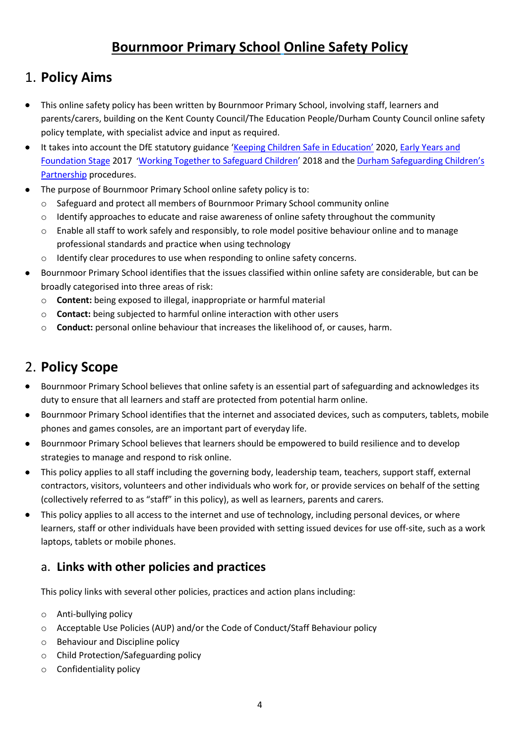# Bournmoor Primary School Online Safety Policy

## 1. Policy Aims

- This online safety policy has been written by Bournmoor Primary School, involving staff, learners and parents/carers, building on the Kent County Council/The Education People/Durham County Council online safety policy template, with specialist advice and input as required.
- It takes into account the DfE statutory guidance 'Keeping Children Safe in Education' 2020, Early Years and Foundation Stage 2017 'Working Together to Safeguard Children' 2018 and the Durham Safeguarding Children's Partnership procedures.
- The purpose of Bournmoor Primary School online safety policy is to:
  - Safeguard and protect all members of Bournmoor Primary School community online
  - Identify approaches to educate and raise awareness of online safety throughout the community
  - Enable all staff to work safely and responsibly, to role model positive behaviour online and to manage professional standards and practice when using technology
  - Identify clear procedures to use when responding to online safety concerns.
- Bournmoor Primary School identifies that the issues classified within online safety are considerable, but can be broadly categorised into three areas of risk:
  - **Content:** being exposed to illegal, inappropriate or harmful material
  - **Contact:** being subjected to harmful online interaction with other users
  - **Conduct:** personal online behaviour that increases the likelihood of, or causes, harm.

## 2. Policy Scope

- Bournmoor Primary School believes that online safety is an essential part of safeguarding and acknowledges its duty to ensure that all learners and staff are protected from potential harm online.
- Bournmoor Primary School identifies that the internet and associated devices, such as computers, tablets, mobile phones and games consoles, are an important part of everyday life.
- Bournmoor Primary School believes that learners should be empowered to build resilience and to develop strategies to manage and respond to risk online.
- This policy applies to all staff including the governing body, leadership team, teachers, support staff, external contractors, visitors, volunteers and other individuals who work for, or provide services on behalf of the setting (collectively referred to as "staff" in this policy), as well as learners, parents and carers.
- This policy applies to all access to the internet and use of technology, including personal devices, or where learners, staff or other individuals have been provided with setting issued devices for use off-site, such as a work laptops, tablets or mobile phones.

### a. Links with other policies and practices

This policy links with several other policies, practices and action plans including:

- Anti-bullying policy
- Acceptable Use Policies (AUP) and/or the Code of Conduct/Staff Behaviour policy
- Behaviour and Discipline policy
- Child Protection/Safeguarding policy
- Confidentiality policy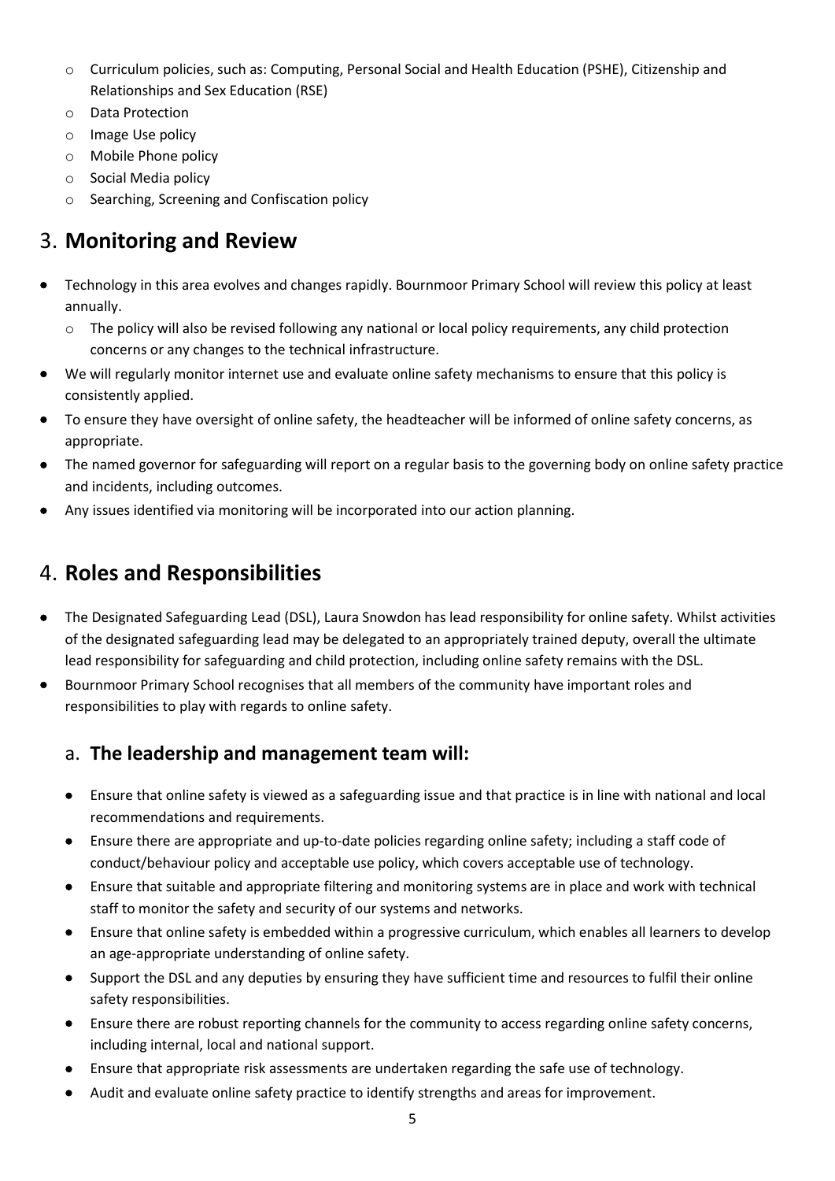- Curriculum policies, such as: Computing, Personal Social and Health Education (PSHE), Citizenship and Relationships and Sex Education (RSE)
- Data Protection
- Image Use policy
- Mobile Phone policy
- Social Media policy
- Searching, Screening and Confiscation policy

## 3. **Monitoring and Review**

- Technology in this area evolves and changes rapidly. Bournmoor Primary School will review this policy at least annually.
  - The policy will also be revised following any national or local policy requirements, any child protection concerns or any changes to the technical infrastructure.
- We will regularly monitor internet use and evaluate online safety mechanisms to ensure that this policy is consistently applied.
- To ensure they have oversight of online safety, the headteacher will be informed of online safety concerns, as appropriate.
- The named governor for safeguarding will report on a regular basis to the governing body on online safety practice and incidents, including outcomes.
- Any issues identified via monitoring will be incorporated into our action planning.

## 4. **Roles and Responsibilities**

- The Designated Safeguarding Lead (DSL), Laura Snowdon has lead responsibility for online safety. Whilst activities of the designated safeguarding lead may be delegated to an appropriately trained deputy, overall the ultimate lead responsibility for safeguarding and child protection, including online safety remains with the DSL.
- Bournmoor Primary School recognises that all members of the community have important roles and responsibilities to play with regards to online safety.

### a. **The leadership and management team will:**

- Ensure that online safety is viewed as a safeguarding issue and that practice is in line with national and local recommendations and requirements.
- Ensure there are appropriate and up-to-date policies regarding online safety; including a staff code of conduct/behaviour policy and acceptable use policy, which covers acceptable use of technology.
- Ensure that suitable and appropriate filtering and monitoring systems are in place and work with technical staff to monitor the safety and security of our systems and networks.
- Ensure that online safety is embedded within a progressive curriculum, which enables all learners to develop an age-appropriate understanding of online safety.
- Support the DSL and any deputies by ensuring they have sufficient time and resources to fulfil their online safety responsibilities.
- Ensure there are robust reporting channels for the community to access regarding online safety concerns, including internal, local and national support.
- Ensure that appropriate risk assessments are undertaken regarding the safe use of technology.
- Audit and evaluate online safety practice to identify strengths and areas for improvement.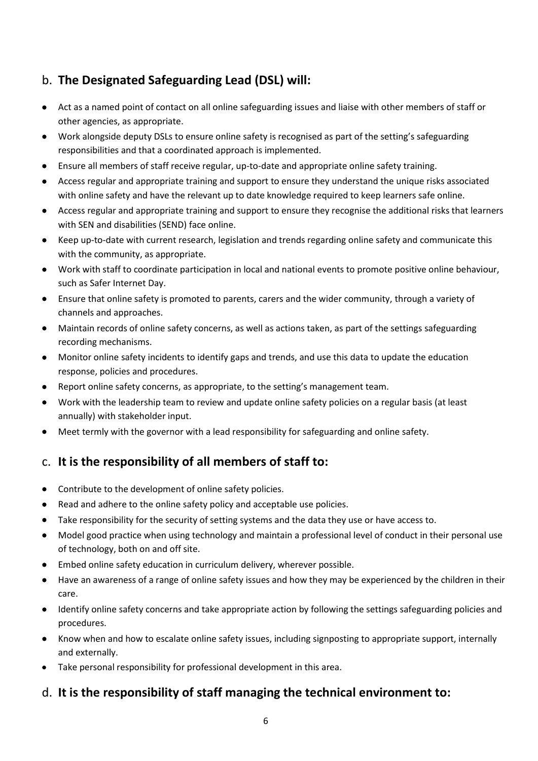## b. **The Designated Safeguarding Lead (DSL) will:**

- Act as a named point of contact on all online safeguarding issues and liaise with other members of staff or other agencies, as appropriate.
- Work alongside deputy DSLs to ensure online safety is recognised as part of the setting's safeguarding responsibilities and that a coordinated approach is implemented.
- Ensure all members of staff receive regular, up-to-date and appropriate online safety training.
- Access regular and appropriate training and support to ensure they understand the unique risks associated with online safety and have the relevant up to date knowledge required to keep learners safe online.
- Access regular and appropriate training and support to ensure they recognise the additional risks that learners with SEN and disabilities (SEND) face online.
- Keep up-to-date with current research, legislation and trends regarding online safety and communicate this with the community, as appropriate.
- Work with staff to coordinate participation in local and national events to promote positive online behaviour, such as Safer Internet Day.
- Ensure that online safety is promoted to parents, carers and the wider community, through a variety of channels and approaches.
- Maintain records of online safety concerns, as well as actions taken, as part of the settings safeguarding recording mechanisms.
- Monitor online safety incidents to identify gaps and trends, and use this data to update the education response, policies and procedures.
- Report online safety concerns, as appropriate, to the setting's management team.
- Work with the leadership team to review and update online safety policies on a regular basis (at least annually) with stakeholder input.
- Meet termly with the governor with a lead responsibility for safeguarding and online safety.

## c. **It is the responsibility of all members of staff to:**

- Contribute to the development of online safety policies.
- Read and adhere to the online safety policy and acceptable use policies.
- Take responsibility for the security of setting systems and the data they use or have access to.
- Model good practice when using technology and maintain a professional level of conduct in their personal use of technology, both on and off site.
- Embed online safety education in curriculum delivery, wherever possible.
- Have an awareness of a range of online safety issues and how they may be experienced by the children in their care.
- Identify online safety concerns and take appropriate action by following the settings safeguarding policies and procedures.
- Know when and how to escalate online safety issues, including signposting to appropriate support, internally and externally.
- Take personal responsibility for professional development in this area.

## d. **It is the responsibility of staff managing the technical environment to:**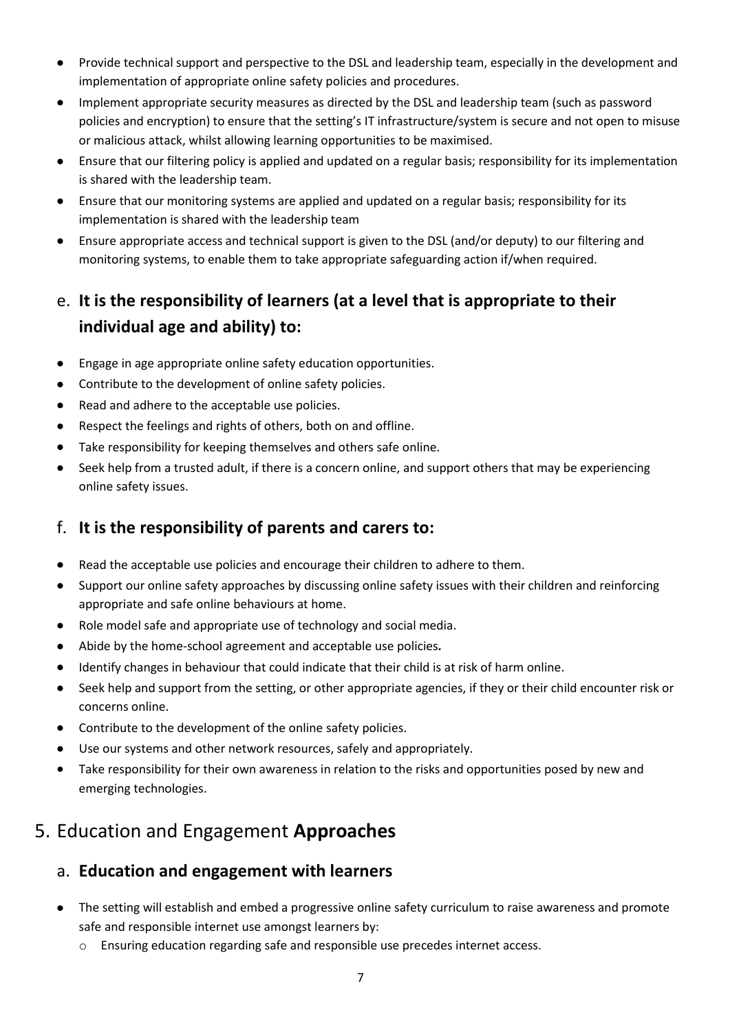- Provide technical support and perspective to the DSL and leadership team, especially in the development and implementation of appropriate online safety policies and procedures.
- Implement appropriate security measures as directed by the DSL and leadership team (such as password policies and encryption) to ensure that the setting's IT infrastructure/system is secure and not open to misuse or malicious attack, whilst allowing learning opportunities to be maximised.
- Ensure that our filtering policy is applied and updated on a regular basis; responsibility for its implementation is shared with the leadership team.
- Ensure that our monitoring systems are applied and updated on a regular basis; responsibility for its implementation is shared with the leadership team
- Ensure appropriate access and technical support is given to the DSL (and/or deputy) to our filtering and monitoring systems, to enable them to take appropriate safeguarding action if/when required.

## e. **It is the responsibility of learners (at a level that is appropriate to their individual age and ability) to:**

- Engage in age appropriate online safety education opportunities.
- Contribute to the development of online safety policies.
- Read and adhere to the acceptable use policies.
- Respect the feelings and rights of others, both on and offline.
- Take responsibility for keeping themselves and others safe online.
- Seek help from a trusted adult, if there is a concern online, and support others that may be experiencing online safety issues.

## f. **It is the responsibility of parents and carers to:**

- Read the acceptable use policies and encourage their children to adhere to them.
- Support our online safety approaches by discussing online safety issues with their children and reinforcing appropriate and safe online behaviours at home.
- Role model safe and appropriate use of technology and social media.
- Abide by the home-school agreement and acceptable use policies*.*
- Identify changes in behaviour that could indicate that their child is at risk of harm online.
- Seek help and support from the setting, or other appropriate agencies, if they or their child encounter risk or concerns online.
- Contribute to the development of the online safety policies.
- Use our systems and other network resources, safely and appropriately.
- Take responsibility for their own awareness in relation to the risks and opportunities posed by new and emerging technologies.

# 5. Education and Engagement **Approaches**

## a. **Education and engagement with learners**

- The setting will establish and embed a progressive online safety curriculum to raise awareness and promote safe and responsible internet use amongst learners by:
    - Ensuring education regarding safe and responsible use precedes internet access.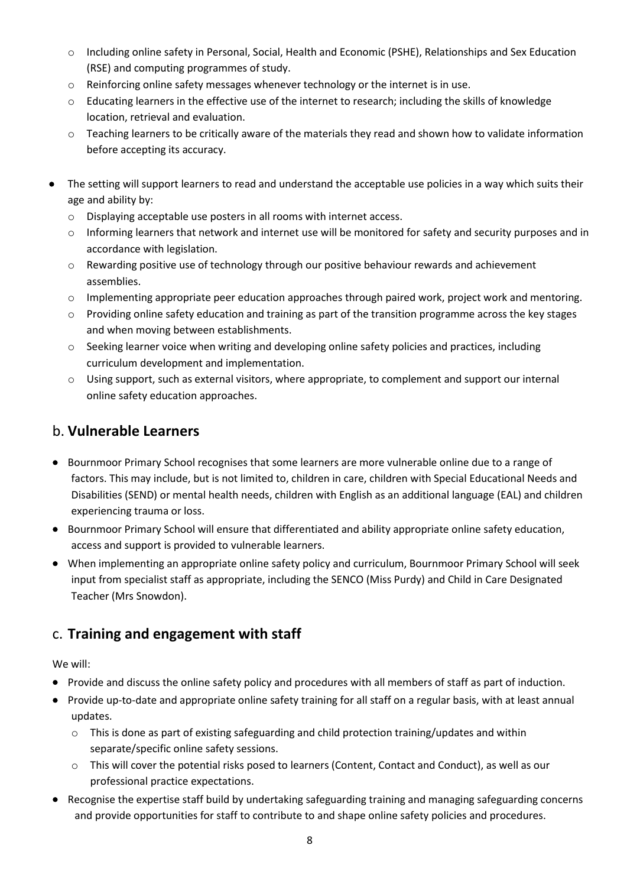- Including online safety in Personal, Social, Health and Economic (PSHE), Relationships and Sex Education (RSE) and computing programmes of study.
  - Reinforcing online safety messages whenever technology or the internet is in use.
  - Educating learners in the effective use of the internet to research; including the skills of knowledge location, retrieval and evaluation.
  - Teaching learners to be critically aware of the materials they read and shown how to validate information before accepting its accuracy.

- The setting will support learners to read and understand the acceptable use policies in a way which suits their age and ability by:
  - Displaying acceptable use posters in all rooms with internet access.
  - Informing learners that network and internet use will be monitored for safety and security purposes and in accordance with legislation.
  - Rewarding positive use of technology through our positive behaviour rewards and achievement assemblies.
  - Implementing appropriate peer education approaches through paired work, project work and mentoring.
  - Providing online safety education and training as part of the transition programme across the key stages and when moving between establishments.
  - Seeking learner voice when writing and developing online safety policies and practices, including curriculum development and implementation.
  - Using support, such as external visitors, where appropriate, to complement and support our internal online safety education approaches.

## b. **Vulnerable Learners**

- Bournmoor Primary School recognises that some learners are more vulnerable online due to a range of factors. This may include, but is not limited to, children in care, children with Special Educational Needs and Disabilities (SEND) or mental health needs, children with English as an additional language (EAL) and children experiencing trauma or loss.
- Bournmoor Primary School will ensure that differentiated and ability appropriate online safety education, access and support is provided to vulnerable learners.
- When implementing an appropriate online safety policy and curriculum, Bournmoor Primary School will seek input from specialist staff as appropriate, including the SENCO (Miss Purdy) and Child in Care Designated Teacher (Mrs Snowdon).

## c. **Training and engagement with staff**

We will:

- Provide and discuss the online safety policy and procedures with all members of staff as part of induction.
- Provide up-to-date and appropriate online safety training for all staff on a regular basis, with at least annual updates.
  - This is done as part of existing safeguarding and child protection training/updates and within separate/specific online safety sessions.
  - This will cover the potential risks posed to learners (Content, Contact and Conduct), as well as our professional practice expectations.
- Recognise the expertise staff build by undertaking safeguarding training and managing safeguarding concerns and provide opportunities for staff to contribute to and shape online safety policies and procedures.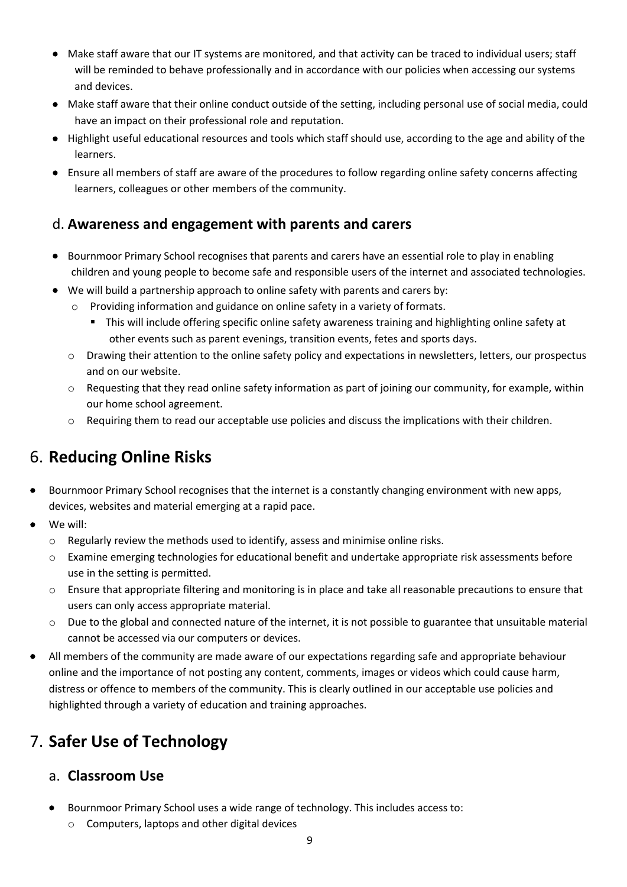- Make staff aware that our IT systems are monitored, and that activity can be traced to individual users; staff will be reminded to behave professionally and in accordance with our policies when accessing our systems and devices.
- Make staff aware that their online conduct outside of the setting, including personal use of social media, could have an impact on their professional role and reputation.
- Highlight useful educational resources and tools which staff should use, according to the age and ability of the learners.
- Ensure all members of staff are aware of the procedures to follow regarding online safety concerns affecting learners, colleagues or other members of the community.

### d. **Awareness and engagement with parents and carers**

- Bournmoor Primary School recognises that parents and carers have an essential role to play in enabling children and young people to become safe and responsible users of the internet and associated technologies.
- We will build a partnership approach to online safety with parents and carers by:
  - Providing information and guidance on online safety in a variety of formats.
    - This will include offering specific online safety awareness training and highlighting online safety at other events such as parent evenings, transition events, fetes and sports days.
  - Drawing their attention to the online safety policy and expectations in newsletters, letters, our prospectus and on our website.
  - Requesting that they read online safety information as part of joining our community, for example, within our home school agreement.
  - Requiring them to read our acceptable use policies and discuss the implications with their children.

## 6. **Reducing Online Risks**

- Bournmoor Primary School recognises that the internet is a constantly changing environment with new apps, devices, websites and material emerging at a rapid pace.
- We will:
  - Regularly review the methods used to identify, assess and minimise online risks.
  - Examine emerging technologies for educational benefit and undertake appropriate risk assessments before use in the setting is permitted.
  - Ensure that appropriate filtering and monitoring is in place and take all reasonable precautions to ensure that users can only access appropriate material.
  - Due to the global and connected nature of the internet, it is not possible to guarantee that unsuitable material cannot be accessed via our computers or devices.
- All members of the community are made aware of our expectations regarding safe and appropriate behaviour online and the importance of not posting any content, comments, images or videos which could cause harm, distress or offence to members of the community. This is clearly outlined in our acceptable use policies and highlighted through a variety of education and training approaches.

## 7. **Safer Use of Technology**

### a. **Classroom Use**

- Bournmoor Primary School uses a wide range of technology. This includes access to:
  - Computers, laptops and other digital devices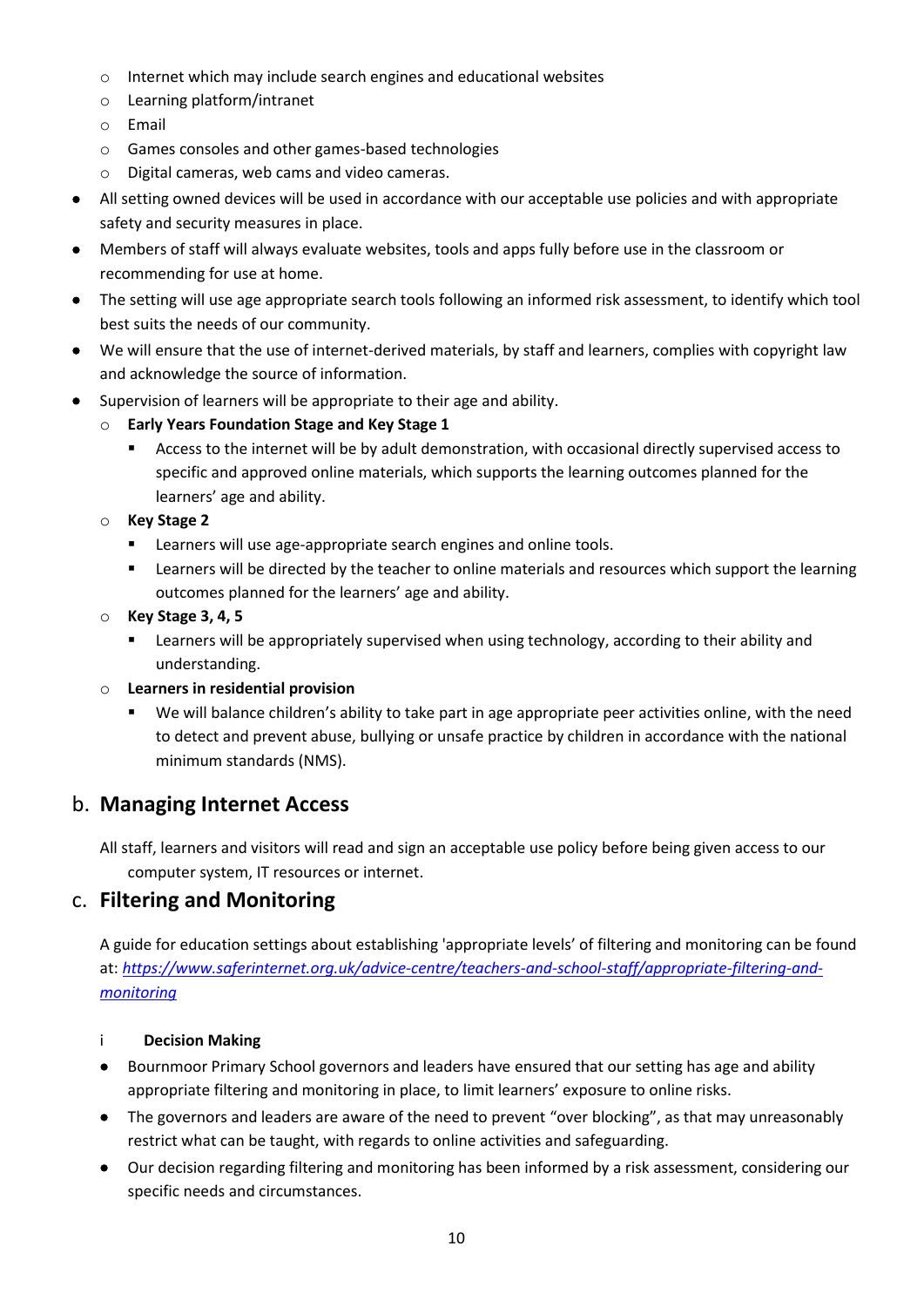- Internet which may include search engines and educational websites
  - Learning platform/intranet
  - Email
  - Games consoles and other games-based technologies
  - Digital cameras, web cams and video cameras.
- All setting owned devices will be used in accordance with our acceptable use policies and with appropriate safety and security measures in place.
- Members of staff will always evaluate websites, tools and apps fully before use in the classroom or recommending for use at home.
- The setting will use age appropriate search tools following an informed risk assessment, to identify which tool best suits the needs of our community.
- We will ensure that the use of internet-derived materials, by staff and learners, complies with copyright law and acknowledge the source of information.
- Supervision of learners will be appropriate to their age and ability.
  - **Early Years Foundation Stage and Key Stage 1**
    - Access to the internet will be by adult demonstration, with occasional directly supervised access to specific and approved online materials, which supports the learning outcomes planned for the learners' age and ability.
  - **Key Stage 2**
    - Learners will use age-appropriate search engines and online tools.
    - Learners will be directed by the teacher to online materials and resources which support the learning outcomes planned for the learners' age and ability.
  - **Key Stage 3, 4, 5**
    - Learners will be appropriately supervised when using technology, according to their ability and understanding.
  - **Learners in residential provision**
    - We will balance children's ability to take part in age appropriate peer activities online, with the need to detect and prevent abuse, bullying or unsafe practice by children in accordance with the national minimum standards (NMS).

## b. Managing Internet Access

All staff, learners and visitors will read and sign an acceptable use policy before being given access to our computer system, IT resources or internet.

## c. Filtering and Monitoring

A guide for education settings about establishing 'appropriate levels' of filtering and monitoring can be found at: *[https://www.saferinternet.org.uk/advice-centre/teachers-and-school-staff/appropriate-filtering-and-monitoring](https://www.saferinternet.org.uk/advice-centre/teachers-and-school-staff/appropriate-filtering-and-monitoring)*

### i Decision Making

- Bournmoor Primary School governors and leaders have ensured that our setting has age and ability appropriate filtering and monitoring in place, to limit learners' exposure to online risks.
- The governors and leaders are aware of the need to prevent "over blocking", as that may unreasonably restrict what can be taught, with regards to online activities and safeguarding.
- Our decision regarding filtering and monitoring has been informed by a risk assessment, considering our specific needs and circumstances.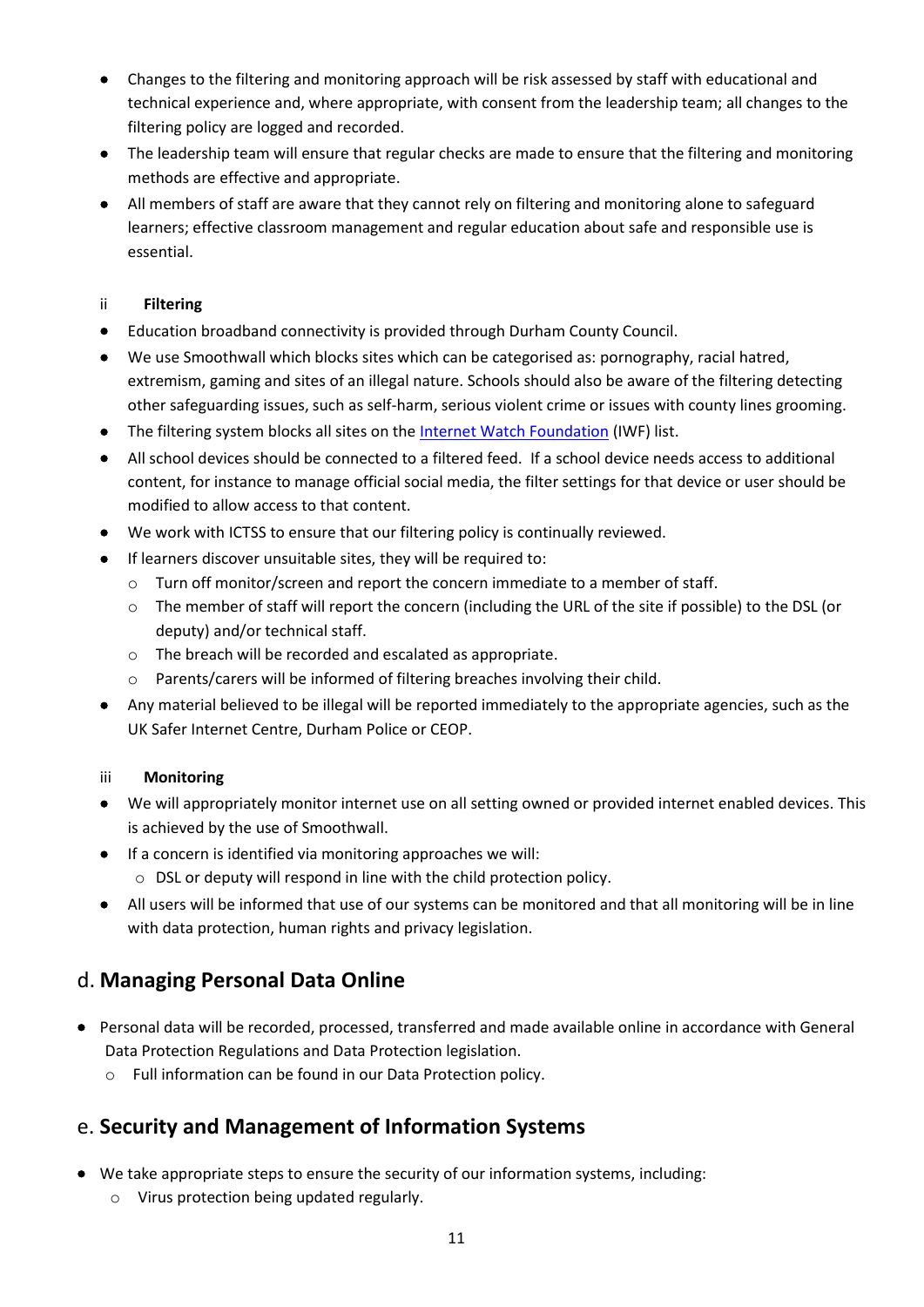- Changes to the filtering and monitoring approach will be risk assessed by staff with educational and technical experience and, where appropriate, with consent from the leadership team; all changes to the filtering policy are logged and recorded.
- The leadership team will ensure that regular checks are made to ensure that the filtering and monitoring methods are effective and appropriate.
- All members of staff are aware that they cannot rely on filtering and monitoring alone to safeguard learners; effective classroom management and regular education about safe and responsible use is essential.

ii **Filtering**

- Education broadband connectivity is provided through Durham County Council.
- We use Smoothwall which blocks sites which can be categorised as: pornography, racial hatred, extremism, gaming and sites of an illegal nature. Schools should also be aware of the filtering detecting other safeguarding issues, such as self-harm, serious violent crime or issues with county lines grooming.
- The filtering system blocks all sites on the Internet Watch Foundation (IWF) list.
- All school devices should be connected to a filtered feed. If a school device needs access to additional content, for instance to manage official social media, the filter settings for that device or user should be modified to allow access to that content.
- We work with ICTSS to ensure that our filtering policy is continually reviewed.
- If learners discover unsuitable sites, they will be required to:
  - Turn off monitor/screen and report the concern immediate to a member of staff.
  - The member of staff will report the concern (including the URL of the site if possible) to the DSL (or deputy) and/or technical staff.
  - The breach will be recorded and escalated as appropriate.
  - Parents/carers will be informed of filtering breaches involving their child.
- Any material believed to be illegal will be reported immediately to the appropriate agencies, such as the UK Safer Internet Centre, Durham Police or CEOP.

iii **Monitoring**

- We will appropriately monitor internet use on all setting owned or provided internet enabled devices. This is achieved by the use of Smoothwall.
- If a concern is identified via monitoring approaches we will:
  - DSL or deputy will respond in line with the child protection policy.
- All users will be informed that use of our systems can be monitored and that all monitoring will be in line with data protection, human rights and privacy legislation.

## d. **Managing Personal Data Online**

- Personal data will be recorded, processed, transferred and made available online in accordance with General Data Protection Regulations and Data Protection legislation.
  - Full information can be found in our Data Protection policy.

## e. **Security and Management of Information Systems**

- We take appropriate steps to ensure the security of our information systems, including:
  - Virus protection being updated regularly.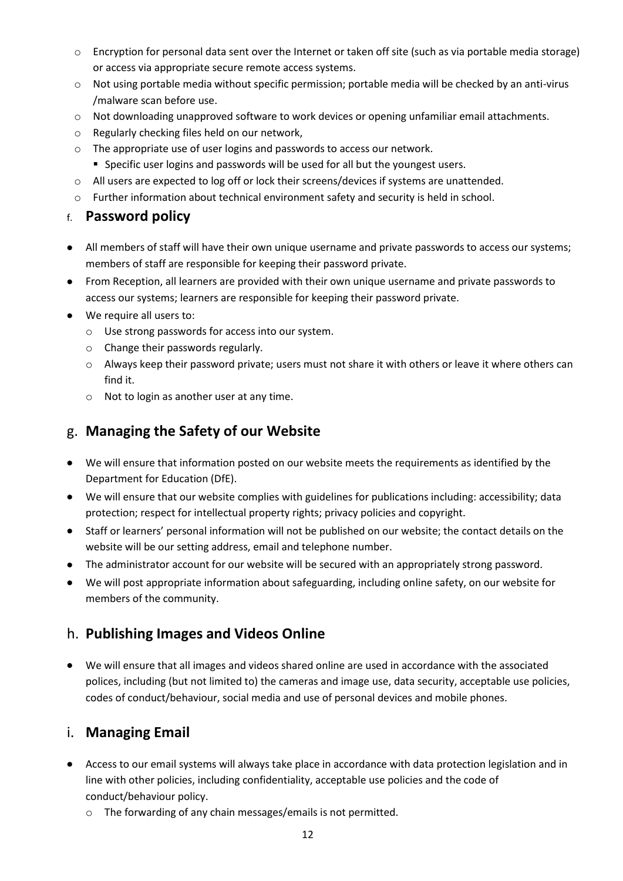- Encryption for personal data sent over the Internet or taken off site (such as via portable media storage) or access via appropriate secure remote access systems.
- Not using portable media without specific permission; portable media will be checked by an anti-virus /malware scan before use.
- Not downloading unapproved software to work devices or opening unfamiliar email attachments.
- Regularly checking files held on our network,
- The appropriate use of user logins and passwords to access our network.
  - Specific user logins and passwords will be used for all but the youngest users.
- All users are expected to log off or lock their screens/devices if systems are unattended.
- Further information about technical environment safety and security is held in school.

## f. Password policy

- All members of staff will have their own unique username and private passwords to access our systems; members of staff are responsible for keeping their password private.
- From Reception, all learners are provided with their own unique username and private passwords to access our systems; learners are responsible for keeping their password private.
- We require all users to:
  - Use strong passwords for access into our system.
  - Change their passwords regularly.
  - Always keep their password private; users must not share it with others or leave it where others can find it.
  - Not to login as another user at any time.

## g. Managing the Safety of our Website

- We will ensure that information posted on our website meets the requirements as identified by the Department for Education (DfE).
- We will ensure that our website complies with guidelines for publications including: accessibility; data protection; respect for intellectual property rights; privacy policies and copyright.
- Staff or learners' personal information will not be published on our website; the contact details on the website will be our setting address, email and telephone number.
- The administrator account for our website will be secured with an appropriately strong password.
- We will post appropriate information about safeguarding, including online safety, on our website for members of the community.

## h. Publishing Images and Videos Online

- We will ensure that all images and videos shared online are used in accordance with the associated polices, including (but not limited to) the cameras and image use, data security, acceptable use policies, codes of conduct/behaviour, social media and use of personal devices and mobile phones.

## i. Managing Email

- Access to our email systems will always take place in accordance with data protection legislation and in line with other policies, including confidentiality, acceptable use policies and the code of conduct/behaviour policy.
  - The forwarding of any chain messages/emails is not permitted.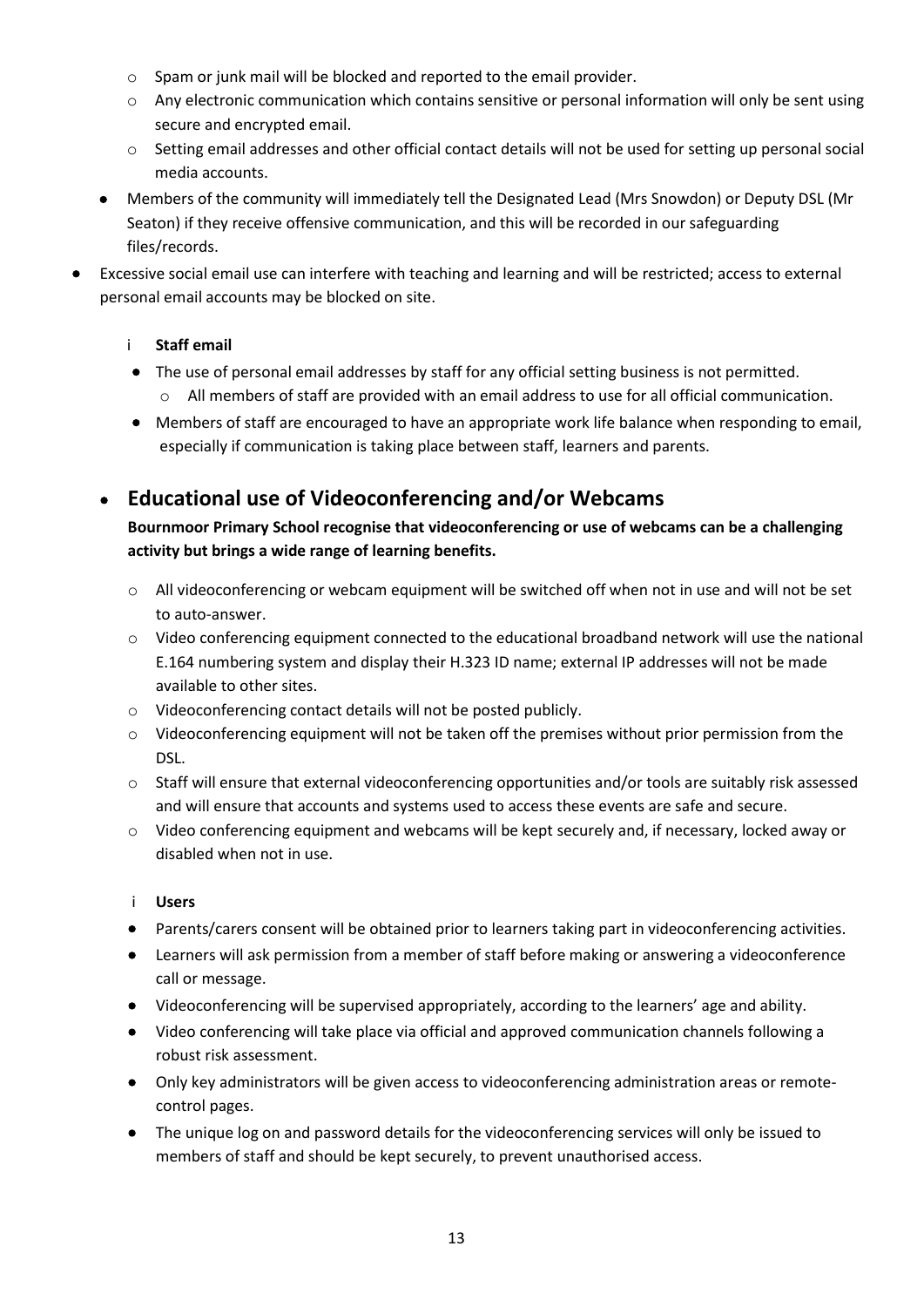- Spam or junk mail will be blocked and reported to the email provider.
  - Any electronic communication which contains sensitive or personal information will only be sent using secure and encrypted email.
  - Setting email addresses and other official contact details will not be used for setting up personal social media accounts.
- Members of the community will immediately tell the Designated Lead (Mrs Snowdon) or Deputy DSL (Mr Seaton) if they receive offensive communication, and this will be recorded in our safeguarding files/records.
- Excessive social email use can interfere with teaching and learning and will be restricted; access to external personal email accounts may be blocked on site.

i **Staff email**

- The use of personal email addresses by staff for any official setting business is not permitted.
  - All members of staff are provided with an email address to use for all official communication.
- Members of staff are encouraged to have an appropriate work life balance when responding to email, especially if communication is taking place between staff, learners and parents.

## Educational use of Videoconferencing and/or Webcams

**Bournmoor Primary School recognise that videoconferencing or use of webcams can be a challenging activity but brings a wide range of learning benefits.**

- All videoconferencing or webcam equipment will be switched off when not in use and will not be set to auto-answer.
- Video conferencing equipment connected to the educational broadband network will use the national E.164 numbering system and display their H.323 ID name; external IP addresses will not be made available to other sites.
- Videoconferencing contact details will not be posted publicly.
- Videoconferencing equipment will not be taken off the premises without prior permission from the DSL.
- Staff will ensure that external videoconferencing opportunities and/or tools are suitably risk assessed and will ensure that accounts and systems used to access these events are safe and secure.
- Video conferencing equipment and webcams will be kept securely and, if necessary, locked away or disabled when not in use.

i **Users**

- Parents/carers consent will be obtained prior to learners taking part in videoconferencing activities.
- Learners will ask permission from a member of staff before making or answering a videoconference call or message.
- Videoconferencing will be supervised appropriately, according to the learners' age and ability.
- Video conferencing will take place via official and approved communication channels following a robust risk assessment.
- Only key administrators will be given access to videoconferencing administration areas or remote-control pages.
- The unique log on and password details for the videoconferencing services will only be issued to members of staff and should be kept securely, to prevent unauthorised access.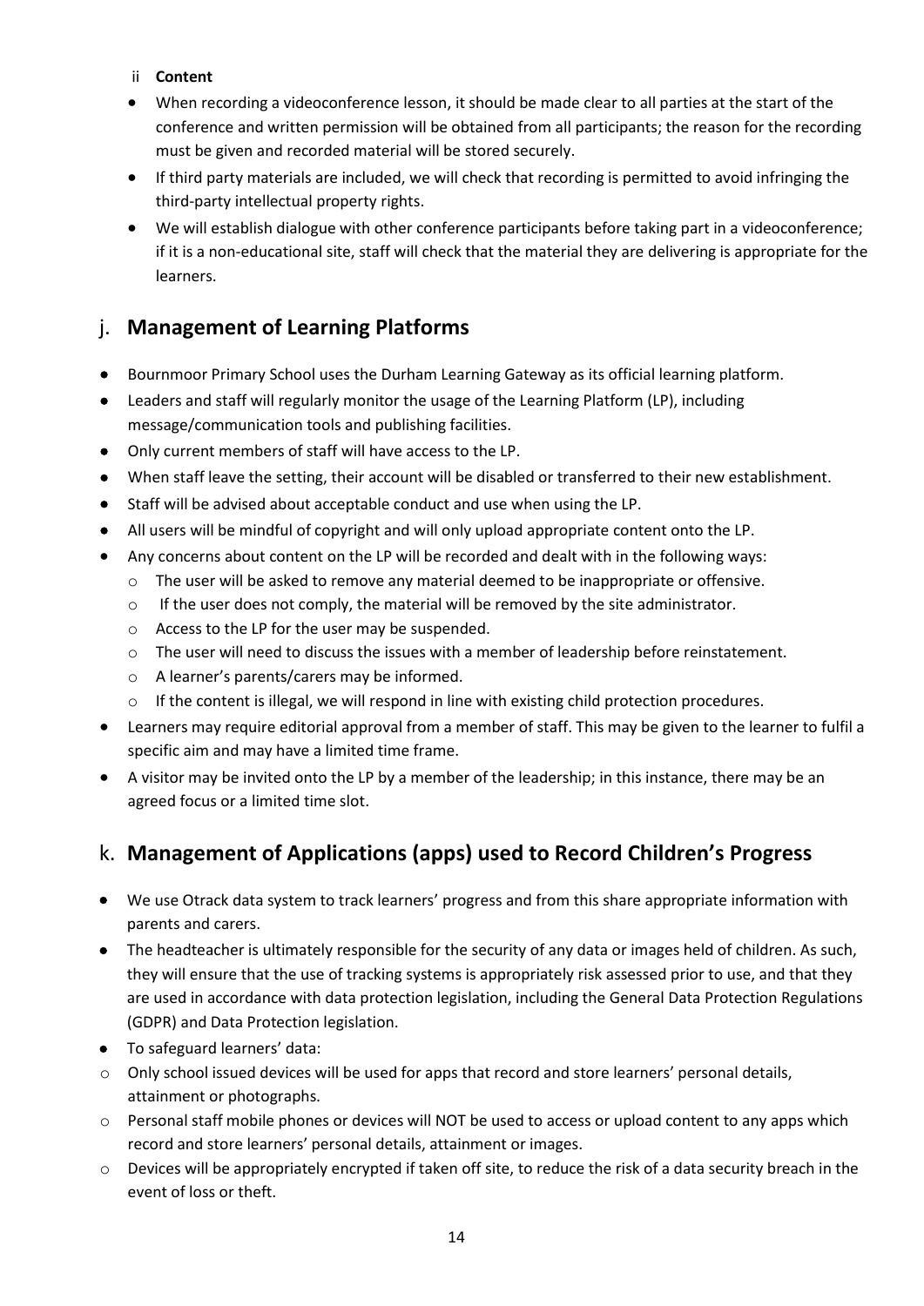ii **Content**

- When recording a videoconference lesson, it should be made clear to all parties at the start of the conference and written permission will be obtained from all participants; the reason for the recording must be given and recorded material will be stored securely.
- If third party materials are included, we will check that recording is permitted to avoid infringing the third-party intellectual property rights.
- We will establish dialogue with other conference participants before taking part in a videoconference; if it is a non-educational site, staff will check that the material they are delivering is appropriate for the learners.

## j. **Management of Learning Platforms**

- Bournmoor Primary School uses the Durham Learning Gateway as its official learning platform.
- Leaders and staff will regularly monitor the usage of the Learning Platform (LP), including message/communication tools and publishing facilities.
- Only current members of staff will have access to the LP.
- When staff leave the setting, their account will be disabled or transferred to their new establishment.
- Staff will be advised about acceptable conduct and use when using the LP.
- All users will be mindful of copyright and will only upload appropriate content onto the LP.
- Any concerns about content on the LP will be recorded and dealt with in the following ways:
  - The user will be asked to remove any material deemed to be inappropriate or offensive.
  - If the user does not comply, the material will be removed by the site administrator.
  - Access to the LP for the user may be suspended.
  - The user will need to discuss the issues with a member of leadership before reinstatement.
  - A learner's parents/carers may be informed.
  - If the content is illegal, we will respond in line with existing child protection procedures.
- Learners may require editorial approval from a member of staff. This may be given to the learner to fulfil a specific aim and may have a limited time frame.
- A visitor may be invited onto the LP by a member of the leadership; in this instance, there may be an agreed focus or a limited time slot.

## k. **Management of Applications (apps) used to Record Children's Progress**

- We use Otrack data system to track learners' progress and from this share appropriate information with parents and carers.
- The headteacher is ultimately responsible for the security of any data or images held of children. As such, they will ensure that the use of tracking systems is appropriately risk assessed prior to use, and that they are used in accordance with data protection legislation, including the General Data Protection Regulations (GDPR) and Data Protection legislation.
- To safeguard learners' data:
  - Only school issued devices will be used for apps that record and store learners' personal details, attainment or photographs.
  - Personal staff mobile phones or devices will NOT be used to access or upload content to any apps which record and store learners' personal details, attainment or images.
  - Devices will be appropriately encrypted if taken off site, to reduce the risk of a data security breach in the event of loss or theft.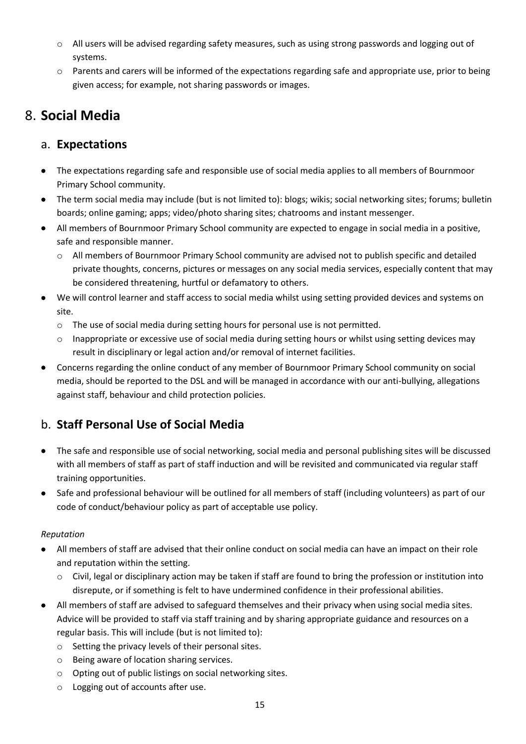- All users will be advised regarding safety measures, such as using strong passwords and logging out of systems.
  - Parents and carers will be informed of the expectations regarding safe and appropriate use, prior to being given access; for example, not sharing passwords or images.

## 8. **Social Media**

### a. **Expectations**

- The expectations regarding safe and responsible use of social media applies to all members of Bournmoor Primary School community.
- The term social media may include (but is not limited to): blogs; wikis; social networking sites; forums; bulletin boards; online gaming; apps; video/photo sharing sites; chatrooms and instant messenger.
- All members of Bournmoor Primary School community are expected to engage in social media in a positive, safe and responsible manner.
  - All members of Bournmoor Primary School community are advised not to publish specific and detailed private thoughts, concerns, pictures or messages on any social media services, especially content that may be considered threatening, hurtful or defamatory to others.
- We will control learner and staff access to social media whilst using setting provided devices and systems on site.
  - The use of social media during setting hours for personal use is not permitted.
  - Inappropriate or excessive use of social media during setting hours or whilst using setting devices may result in disciplinary or legal action and/or removal of internet facilities.
- Concerns regarding the online conduct of any member of Bournmoor Primary School community on social media, should be reported to the DSL and will be managed in accordance with our anti-bullying, allegations against staff, behaviour and child protection policies.

### b. **Staff Personal Use of Social Media**

- The safe and responsible use of social networking, social media and personal publishing sites will be discussed with all members of staff as part of staff induction and will be revisited and communicated via regular staff training opportunities.
- Safe and professional behaviour will be outlined for all members of staff (including volunteers) as part of our code of conduct/behaviour policy as part of acceptable use policy.

*Reputation*

- All members of staff are advised that their online conduct on social media can have an impact on their role and reputation within the setting.
  - Civil, legal or disciplinary action may be taken if staff are found to bring the profession or institution into disrepute, or if something is felt to have undermined confidence in their professional abilities.
- All members of staff are advised to safeguard themselves and their privacy when using social media sites. Advice will be provided to staff via staff training and by sharing appropriate guidance and resources on a regular basis. This will include (but is not limited to):
  - Setting the privacy levels of their personal sites.
  - Being aware of location sharing services.
  - Opting out of public listings on social networking sites.
  - Logging out of accounts after use.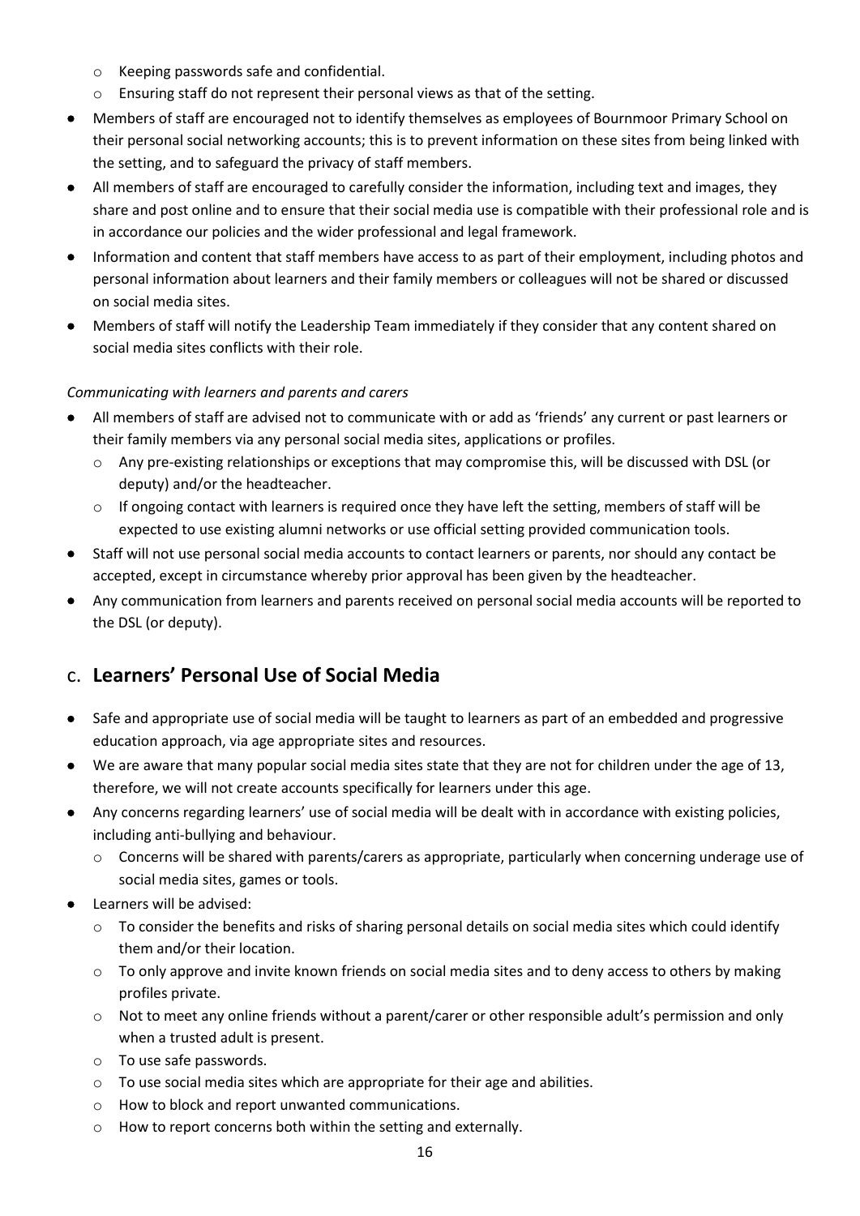- Keeping passwords safe and confidential.
  - Ensuring staff do not represent their personal views as that of the setting.
- Members of staff are encouraged not to identify themselves as employees of Bournmoor Primary School on their personal social networking accounts; this is to prevent information on these sites from being linked with the setting, and to safeguard the privacy of staff members.
- All members of staff are encouraged to carefully consider the information, including text and images, they share and post online and to ensure that their social media use is compatible with their professional role and is in accordance our policies and the wider professional and legal framework.
- Information and content that staff members have access to as part of their employment, including photos and personal information about learners and their family members or colleagues will not be shared or discussed on social media sites.
- Members of staff will notify the Leadership Team immediately if they consider that any content shared on social media sites conflicts with their role.

*Communicating with learners and parents and carers*

- All members of staff are advised not to communicate with or add as 'friends' any current or past learners or their family members via any personal social media sites, applications or profiles.
  - Any pre-existing relationships or exceptions that may compromise this, will be discussed with DSL (or deputy) and/or the headteacher.
  - If ongoing contact with learners is required once they have left the setting, members of staff will be expected to use existing alumni networks or use official setting provided communication tools.
- Staff will not use personal social media accounts to contact learners or parents, nor should any contact be accepted, except in circumstance whereby prior approval has been given by the headteacher.
- Any communication from learners and parents received on personal social media accounts will be reported to the DSL (or deputy).

## C. Learners' Personal Use of Social Media

- Safe and appropriate use of social media will be taught to learners as part of an embedded and progressive education approach, via age appropriate sites and resources.
- We are aware that many popular social media sites state that they are not for children under the age of 13, therefore, we will not create accounts specifically for learners under this age.
- Any concerns regarding learners' use of social media will be dealt with in accordance with existing policies, including anti-bullying and behaviour.
  - Concerns will be shared with parents/carers as appropriate, particularly when concerning underage use of social media sites, games or tools.
- Learners will be advised:
  - To consider the benefits and risks of sharing personal details on social media sites which could identify them and/or their location.
  - To only approve and invite known friends on social media sites and to deny access to others by making profiles private.
  - Not to meet any online friends without a parent/carer or other responsible adult's permission and only when a trusted adult is present.
  - To use safe passwords.
  - To use social media sites which are appropriate for their age and abilities.
  - How to block and report unwanted communications.
  - How to report concerns both within the setting and externally.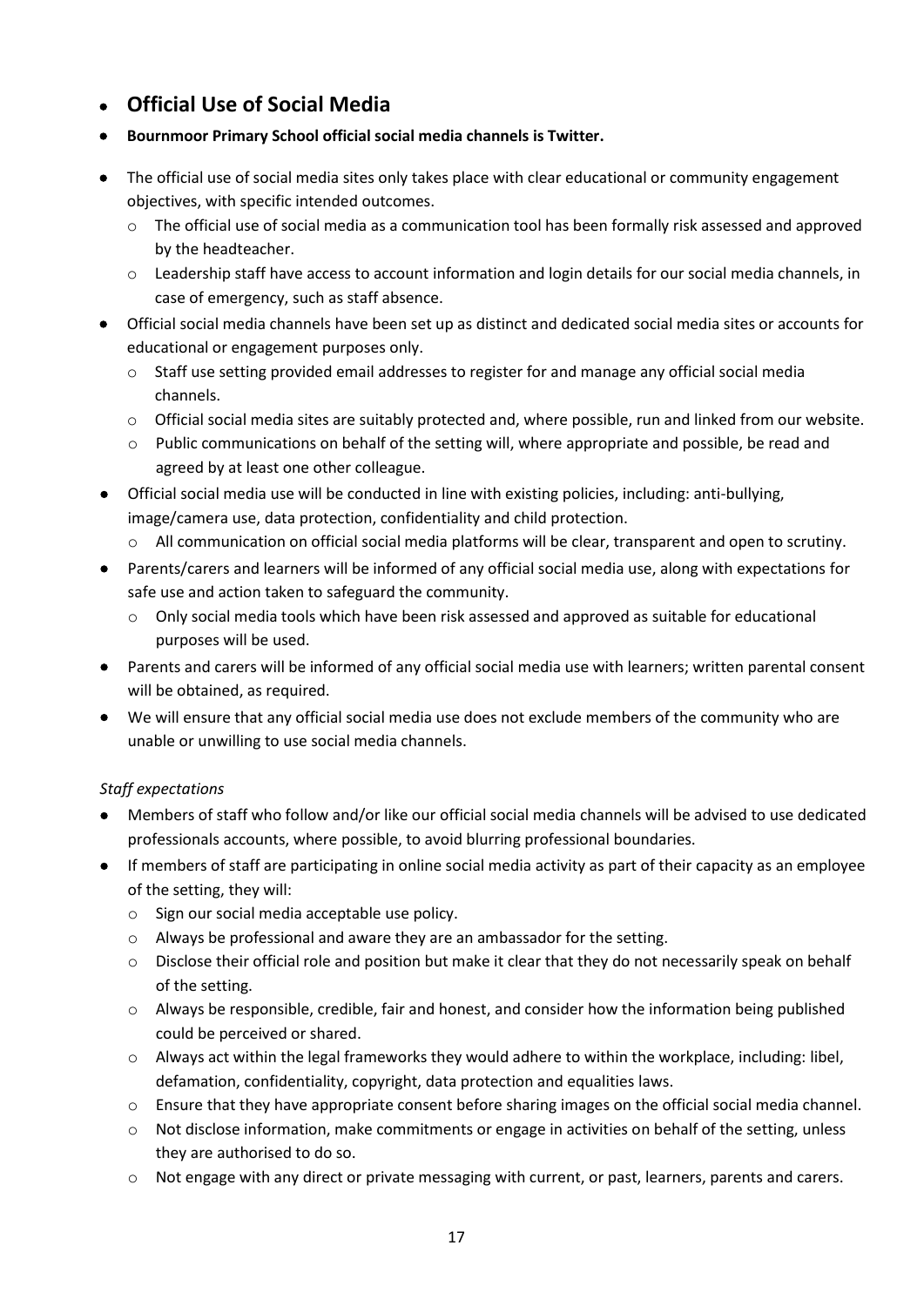## Official Use of Social Media

- **Bournmoor Primary School official social media channels is Twitter.**

- The official use of social media sites only takes place with clear educational or community engagement objectives, with specific intended outcomes.
  - The official use of social media as a communication tool has been formally risk assessed and approved by the headteacher.
  - Leadership staff have access to account information and login details for our social media channels, in case of emergency, such as staff absence.
- Official social media channels have been set up as distinct and dedicated social media sites or accounts for educational or engagement purposes only.
  - Staff use setting provided email addresses to register for and manage any official social media channels.
  - Official social media sites are suitably protected and, where possible, run and linked from our website.
  - Public communications on behalf of the setting will, where appropriate and possible, be read and agreed by at least one other colleague.
- Official social media use will be conducted in line with existing policies, including: anti-bullying, image/camera use, data protection, confidentiality and child protection.
  - All communication on official social media platforms will be clear, transparent and open to scrutiny.
- Parents/carers and learners will be informed of any official social media use, along with expectations for safe use and action taken to safeguard the community.
  - Only social media tools which have been risk assessed and approved as suitable for educational purposes will be used.
- Parents and carers will be informed of any official social media use with learners; written parental consent will be obtained, as required.
- We will ensure that any official social media use does not exclude members of the community who are unable or unwilling to use social media channels.

*Staff expectations*

- Members of staff who follow and/or like our official social media channels will be advised to use dedicated professionals accounts, where possible, to avoid blurring professional boundaries.
- If members of staff are participating in online social media activity as part of their capacity as an employee of the setting, they will:
  - Sign our social media acceptable use policy.
  - Always be professional and aware they are an ambassador for the setting.
  - Disclose their official role and position but make it clear that they do not necessarily speak on behalf of the setting.
  - Always be responsible, credible, fair and honest, and consider how the information being published could be perceived or shared.
  - Always act within the legal frameworks they would adhere to within the workplace, including: libel, defamation, confidentiality, copyright, data protection and equalities laws.
  - Ensure that they have appropriate consent before sharing images on the official social media channel.
  - Not disclose information, make commitments or engage in activities on behalf of the setting, unless they are authorised to do so.
  - Not engage with any direct or private messaging with current, or past, learners, parents and carers.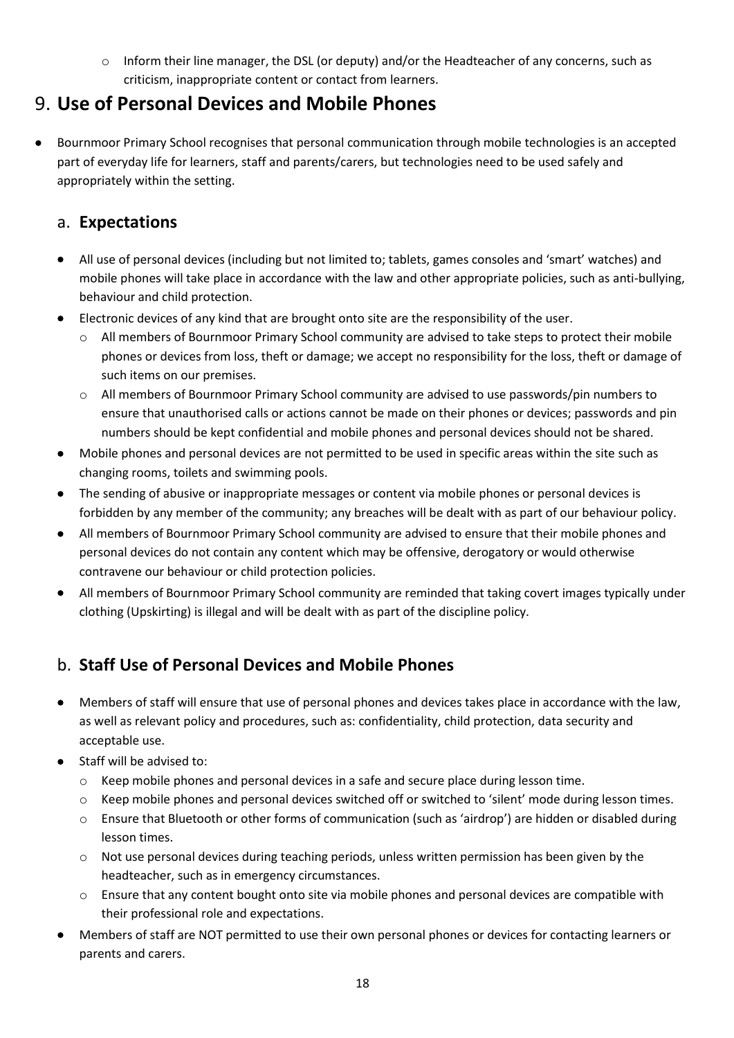- Inform their line manager, the DSL (or deputy) and/or the Headteacher of any concerns, such as criticism, inappropriate content or contact from learners.

# 9. Use of Personal Devices and Mobile Phones

- Bournmoor Primary School recognises that personal communication through mobile technologies is an accepted part of everyday life for learners, staff and parents/carers, but technologies need to be used safely and appropriately within the setting.

## a. Expectations

- All use of personal devices (including but not limited to; tablets, games consoles and 'smart' watches) and mobile phones will take place in accordance with the law and other appropriate policies, such as anti-bullying, behaviour and child protection.
- Electronic devices of any kind that are brought onto site are the responsibility of the user.
  - All members of Bournmoor Primary School community are advised to take steps to protect their mobile phones or devices from loss, theft or damage; we accept no responsibility for the loss, theft or damage of such items on our premises.
  - All members of Bournmoor Primary School community are advised to use passwords/pin numbers to ensure that unauthorised calls or actions cannot be made on their phones or devices; passwords and pin numbers should be kept confidential and mobile phones and personal devices should not be shared.
- Mobile phones and personal devices are not permitted to be used in specific areas within the site such as changing rooms, toilets and swimming pools.
- The sending of abusive or inappropriate messages or content via mobile phones or personal devices is forbidden by any member of the community; any breaches will be dealt with as part of our behaviour policy.
- All members of Bournmoor Primary School community are advised to ensure that their mobile phones and personal devices do not contain any content which may be offensive, derogatory or would otherwise contravene our behaviour or child protection policies.
- All members of Bournmoor Primary School community are reminded that taking covert images typically under clothing (Upskirting) is illegal and will be dealt with as part of the discipline policy.

## b. Staff Use of Personal Devices and Mobile Phones

- Members of staff will ensure that use of personal phones and devices takes place in accordance with the law, as well as relevant policy and procedures, such as: confidentiality, child protection, data security and acceptable use.
- Staff will be advised to:
  - Keep mobile phones and personal devices in a safe and secure place during lesson time.
  - Keep mobile phones and personal devices switched off or switched to 'silent' mode during lesson times.
  - Ensure that Bluetooth or other forms of communication (such as 'airdrop') are hidden or disabled during lesson times.
  - Not use personal devices during teaching periods, unless written permission has been given by the headteacher, such as in emergency circumstances.
  - Ensure that any content bought onto site via mobile phones and personal devices are compatible with their professional role and expectations.
- Members of staff are NOT permitted to use their own personal phones or devices for contacting learners or parents and carers.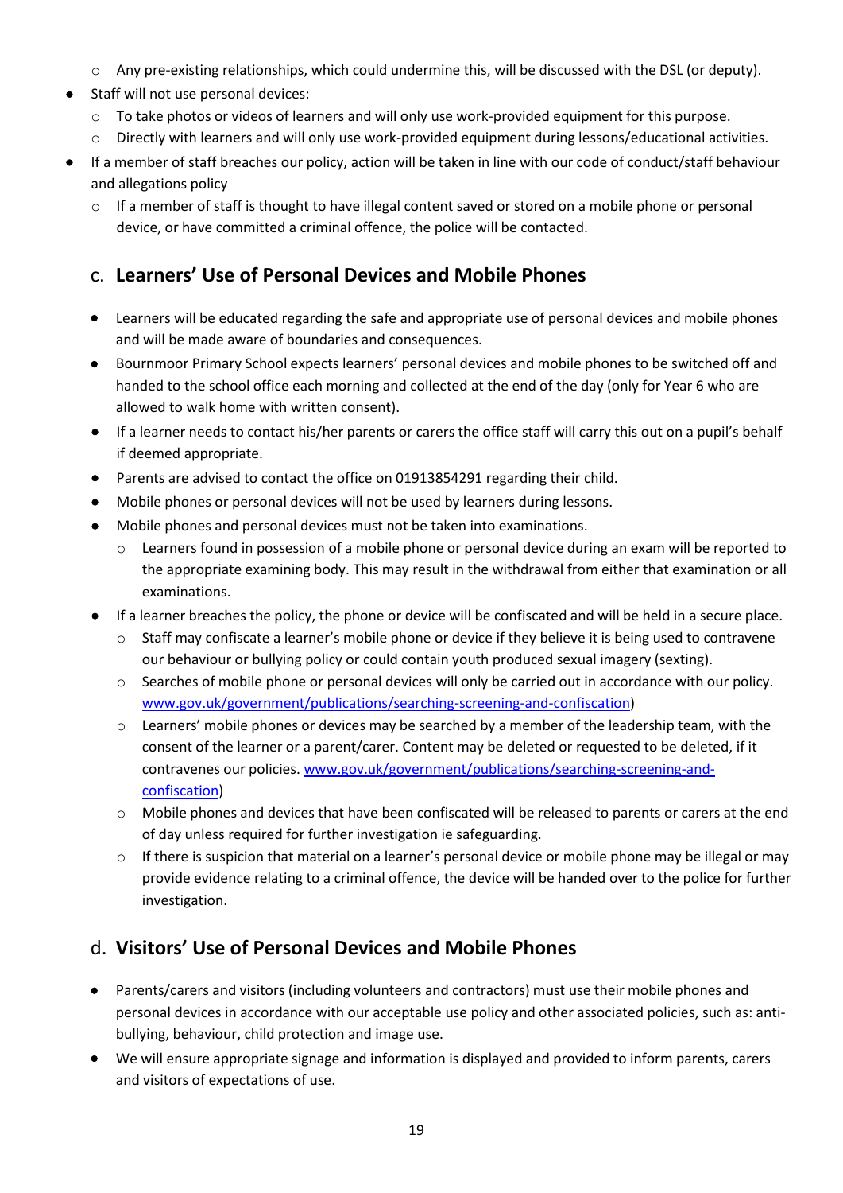- Any pre-existing relationships, which could undermine this, will be discussed with the DSL (or deputy).
- Staff will not use personal devices:
    - To take photos or videos of learners and will only use work-provided equipment for this purpose.
    - Directly with learners and will only use work-provided equipment during lessons/educational activities.
- If a member of staff breaches our policy, action will be taken in line with our code of conduct/staff behaviour and allegations policy
    - If a member of staff is thought to have illegal content saved or stored on a mobile phone or personal device, or have committed a criminal offence, the police will be contacted.

## c. Learners' Use of Personal Devices and Mobile Phones

- Learners will be educated regarding the safe and appropriate use of personal devices and mobile phones and will be made aware of boundaries and consequences.
- Bournmoor Primary School expects learners' personal devices and mobile phones to be switched off and handed to the school office each morning and collected at the end of the day (only for Year 6 who are allowed to walk home with written consent).
- If a learner needs to contact his/her parents or carers the office staff will carry this out on a pupil's behalf if deemed appropriate.
- Parents are advised to contact the office on 01913854291 regarding their child.
- Mobile phones or personal devices will not be used by learners during lessons.
- Mobile phones and personal devices must not be taken into examinations.
    - Learners found in possession of a mobile phone or personal device during an exam will be reported to the appropriate examining body. This may result in the withdrawal from either that examination or all examinations.
- If a learner breaches the policy, the phone or device will be confiscated and will be held in a secure place.
    - Staff may confiscate a learner's mobile phone or device if they believe it is being used to contravene our behaviour or bullying policy or could contain youth produced sexual imagery (sexting).
    - Searches of mobile phone or personal devices will only be carried out in accordance with our policy. [www.gov.uk/government/publications/searching-screening-and-confiscation](http://www.gov.uk/government/publications/searching-screening-and-confiscation))
    - Learners' mobile phones or devices may be searched by a member of the leadership team, with the consent of the learner or a parent/carer. Content may be deleted or requested to be deleted, if it contravenes our policies. [www.gov.uk/government/publications/searching-screening-and-confiscation](http://www.gov.uk/government/publications/searching-screening-and-confiscation))
    - Mobile phones and devices that have been confiscated will be released to parents or carers at the end of day unless required for further investigation ie safeguarding.
    - If there is suspicion that material on a learner's personal device or mobile phone may be illegal or may provide evidence relating to a criminal offence, the device will be handed over to the police for further investigation.

## d. Visitors' Use of Personal Devices and Mobile Phones

- Parents/carers and visitors (including volunteers and contractors) must use their mobile phones and personal devices in accordance with our acceptable use policy and other associated policies, such as: anti-bullying, behaviour, child protection and image use.
- We will ensure appropriate signage and information is displayed and provided to inform parents, carers and visitors of expectations of use.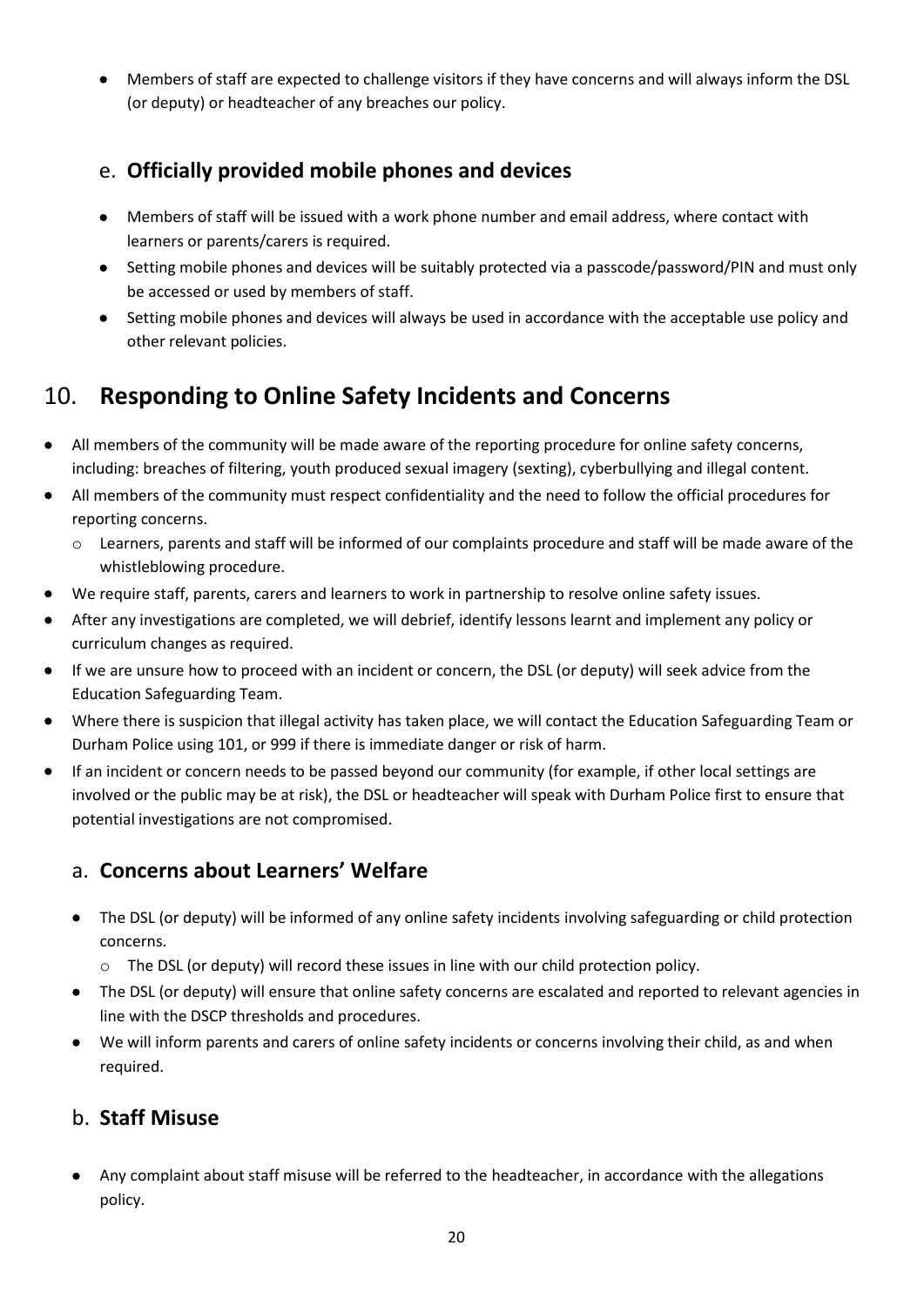- Members of staff are expected to challenge visitors if they have concerns and will always inform the DSL (or deputy) or headteacher of any breaches our policy.

### e. **Officially provided mobile phones and devices**

- Members of staff will be issued with a work phone number and email address, where contact with learners or parents/carers is required.
- Setting mobile phones and devices will be suitably protected via a passcode/password/PIN and must only be accessed or used by members of staff.
- Setting mobile phones and devices will always be used in accordance with the acceptable use policy and other relevant policies.

## 10. **Responding to Online Safety Incidents and Concerns**

- All members of the community will be made aware of the reporting procedure for online safety concerns, including: breaches of filtering, youth produced sexual imagery (sexting), cyberbullying and illegal content.
- All members of the community must respect confidentiality and the need to follow the official procedures for reporting concerns.
  - Learners, parents and staff will be informed of our complaints procedure and staff will be made aware of the whistleblowing procedure.
- We require staff, parents, carers and learners to work in partnership to resolve online safety issues.
- After any investigations are completed, we will debrief, identify lessons learnt and implement any policy or curriculum changes as required.
- If we are unsure how to proceed with an incident or concern, the DSL (or deputy) will seek advice from the Education Safeguarding Team.
- Where there is suspicion that illegal activity has taken place, we will contact the Education Safeguarding Team or Durham Police using 101, or 999 if there is immediate danger or risk of harm.
- If an incident or concern needs to be passed beyond our community (for example, if other local settings are involved or the public may be at risk), the DSL or headteacher will speak with Durham Police first to ensure that potential investigations are not compromised.

### a. **Concerns about Learners' Welfare**

- The DSL (or deputy) will be informed of any online safety incidents involving safeguarding or child protection concerns.
  - The DSL (or deputy) will record these issues in line with our child protection policy.
- The DSL (or deputy) will ensure that online safety concerns are escalated and reported to relevant agencies in line with the DSCP thresholds and procedures.
- We will inform parents and carers of online safety incidents or concerns involving their child, as and when required.

### b. **Staff Misuse**

- Any complaint about staff misuse will be referred to the headteacher, in accordance with the allegations policy.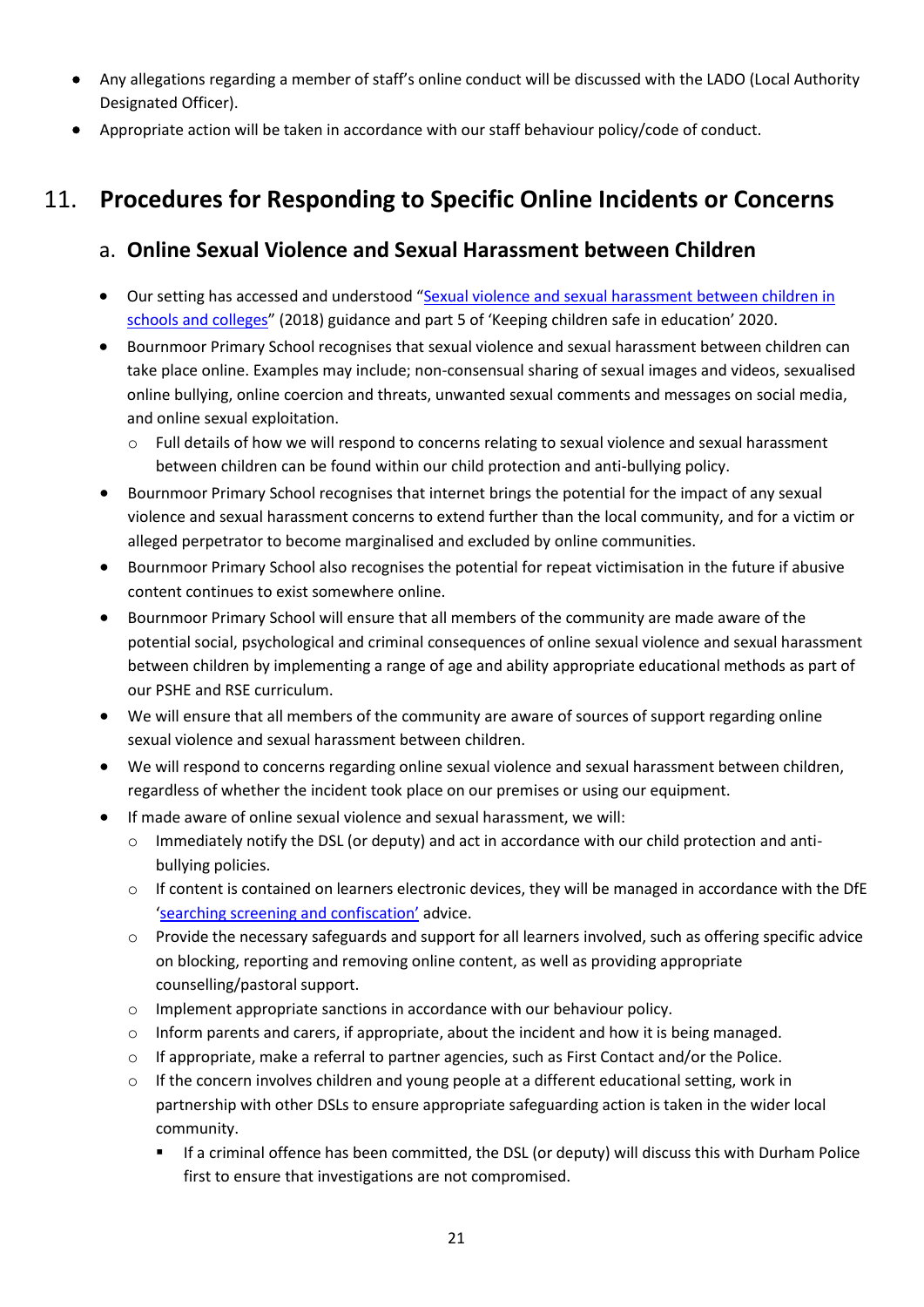- Any allegations regarding a member of staff's online conduct will be discussed with the LADO (Local Authority Designated Officer).
- Appropriate action will be taken in accordance with our staff behaviour policy/code of conduct.

## 11. Procedures for Responding to Specific Online Incidents or Concerns

### a. Online Sexual Violence and Sexual Harassment between Children

- Our setting has accessed and understood "[Sexual violence and sexual harassment between children in schools and colleges]()" (2018) guidance and part 5 of 'Keeping children safe in education' 2020.
- Bournmoor Primary School recognises that sexual violence and sexual harassment between children can take place online. Examples may include; non-consensual sharing of sexual images and videos, sexualised online bullying, online coercion and threats, unwanted sexual comments and messages on social media, and online sexual exploitation.
  - Full details of how we will respond to concerns relating to sexual violence and sexual harassment between children can be found within our child protection and anti-bullying policy.
- Bournmoor Primary School recognises that internet brings the potential for the impact of any sexual violence and sexual harassment concerns to extend further than the local community, and for a victim or alleged perpetrator to become marginalised and excluded by online communities.
- Bournmoor Primary School also recognises the potential for repeat victimisation in the future if abusive content continues to exist somewhere online.
- Bournmoor Primary School will ensure that all members of the community are made aware of the potential social, psychological and criminal consequences of online sexual violence and sexual harassment between children by implementing a range of age and ability appropriate educational methods as part of our PSHE and RSE curriculum.
- We will ensure that all members of the community are aware of sources of support regarding online sexual violence and sexual harassment between children.
- We will respond to concerns regarding online sexual violence and sexual harassment between children, regardless of whether the incident took place on our premises or using our equipment.
- If made aware of online sexual violence and sexual harassment, we will:
  - Immediately notify the DSL (or deputy) and act in accordance with our child protection and anti-bullying policies.
  - If content is contained on learners electronic devices, they will be managed in accordance with the DfE '[searching screening and confiscation]()' advice.
  - Provide the necessary safeguards and support for all learners involved, such as offering specific advice on blocking, reporting and removing online content, as well as providing appropriate counselling/pastoral support.
  - Implement appropriate sanctions in accordance with our behaviour policy.
  - Inform parents and carers, if appropriate, about the incident and how it is being managed.
  - If appropriate, make a referral to partner agencies, such as First Contact and/or the Police.
  - If the concern involves children and young people at a different educational setting, work in partnership with other DSLs to ensure appropriate safeguarding action is taken in the wider local community.
    - If a criminal offence has been committed, the DSL (or deputy) will discuss this with Durham Police first to ensure that investigations are not compromised.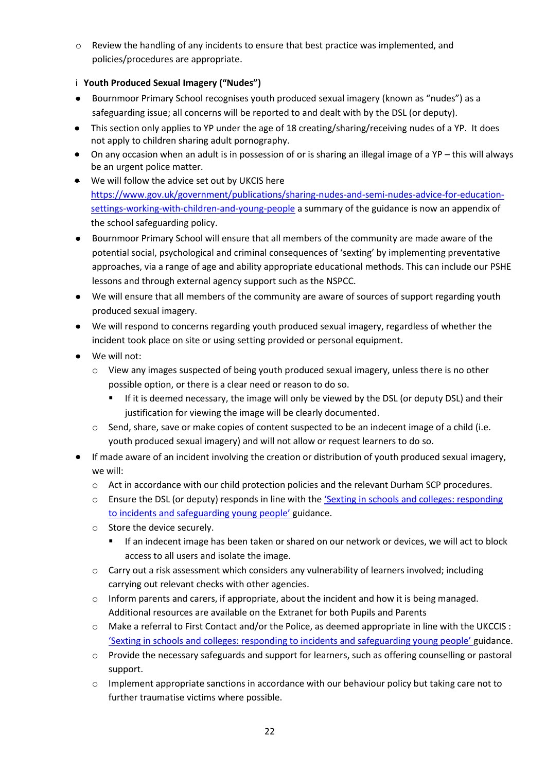- Review the handling of any incidents to ensure that best practice was implemented, and policies/procedures are appropriate.

i **Youth Produced Sexual Imagery ("Nudes")**

- Bournmoor Primary School recognises youth produced sexual imagery (known as "nudes") as a safeguarding issue; all concerns will be reported to and dealt with by the DSL (or deputy).
- This section only applies to YP under the age of 18 creating/sharing/receiving nudes of a YP. It does not apply to children sharing adult pornography.
- On any occasion when an adult is in possession of or is sharing an illegal image of a YP – this will always be an urgent police matter.
- We will follow the advice set out by UKCIS here [https://www.gov.uk/government/publications/sharing-nudes-and-semi-nudes-advice-for-education-settings-working-with-children-and-young-people](https://www.gov.uk/government/publications/sharing-nudes-and-semi-nudes-advice-for-education-settings-working-with-children-and-young-people) a summary of the guidance is now an appendix of the school safeguarding policy.
- Bournmoor Primary School will ensure that all members of the community are made aware of the potential social, psychological and criminal consequences of 'sexting' by implementing preventative approaches, via a range of age and ability appropriate educational methods. This can include our PSHE lessons and through external agency support such as the NSPCC.
- We will ensure that all members of the community are aware of sources of support regarding youth produced sexual imagery.
- We will respond to concerns regarding youth produced sexual imagery, regardless of whether the incident took place on site or using setting provided or personal equipment.
- We will not:
  - View any images suspected of being youth produced sexual imagery, unless there is no other possible option, or there is a clear need or reason to do so.
    - If it is deemed necessary, the image will only be viewed by the DSL (or deputy DSL) and their justification for viewing the image will be clearly documented.
  - Send, share, save or make copies of content suspected to be an indecent image of a child (i.e. youth produced sexual imagery) and will not allow or request learners to do so.
- If made aware of an incident involving the creation or distribution of youth produced sexual imagery, we will:
  - Act in accordance with our child protection policies and the relevant Durham SCP procedures.
  - Ensure the DSL (or deputy) responds in line with the 'Sexting in schools and colleges: responding to incidents and safeguarding young people' guidance.
  - Store the device securely.
    - If an indecent image has been taken or shared on our network or devices, we will act to block access to all users and isolate the image.
  - Carry out a risk assessment which considers any vulnerability of learners involved; including carrying out relevant checks with other agencies.
  - Inform parents and carers, if appropriate, about the incident and how it is being managed. Additional resources are available on the Extranet for both Pupils and Parents
  - Make a referral to First Contact and/or the Police, as deemed appropriate in line with the UKCCIS : 'Sexting in schools and colleges: responding to incidents and safeguarding young people' guidance.
  - Provide the necessary safeguards and support for learners, such as offering counselling or pastoral support.
  - Implement appropriate sanctions in accordance with our behaviour policy but taking care not to further traumatise victims where possible.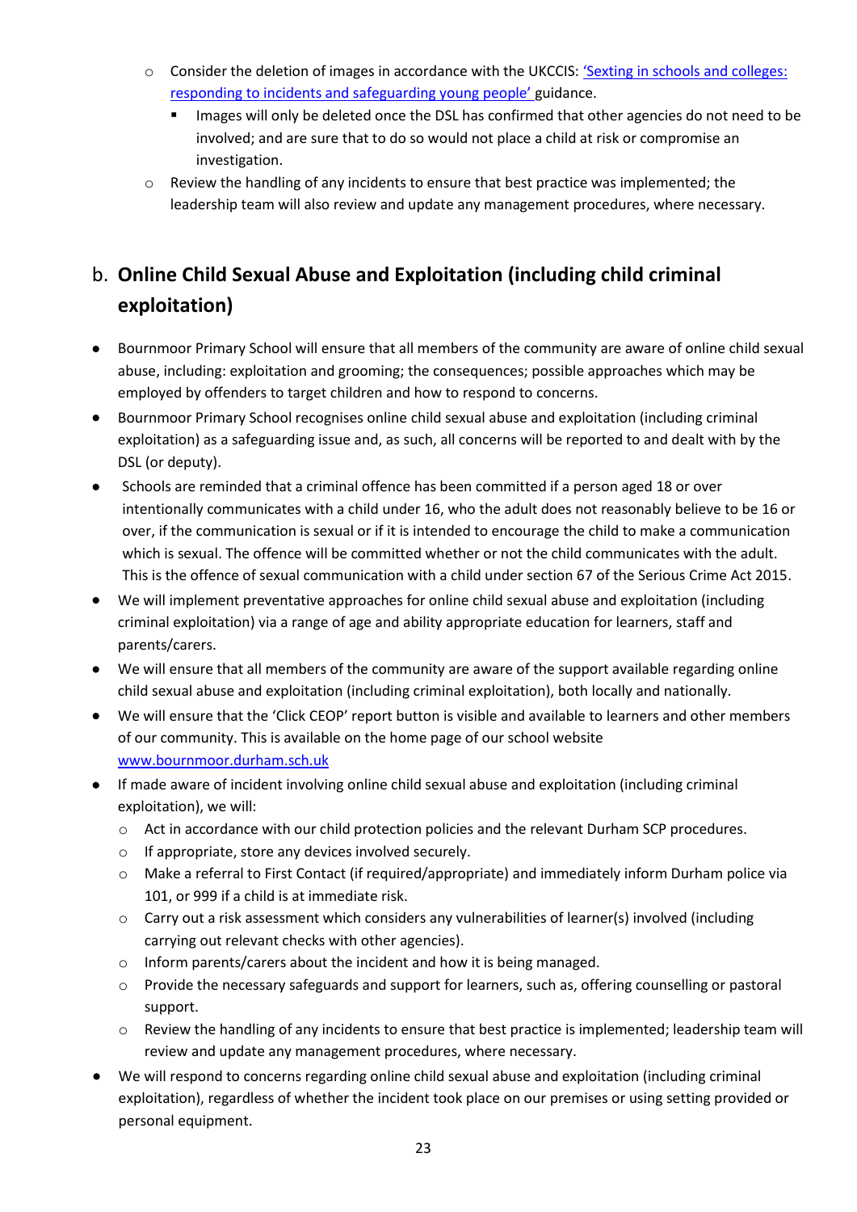- Consider the deletion of images in accordance with the UKCCIS: ['Sexting in schools and colleges: responding to incidents and safeguarding young people'](#) guidance.
    - Images will only be deleted once the DSL has confirmed that other agencies do not need to be involved; and are sure that to do so would not place a child at risk or compromise an investigation.
  - Review the handling of any incidents to ensure that best practice was implemented; the leadership team will also review and update any management procedures, where necessary.

## b. **Online Child Sexual Abuse and Exploitation (including child criminal exploitation)**

- Bournmoor Primary School will ensure that all members of the community are aware of online child sexual abuse, including: exploitation and grooming; the consequences; possible approaches which may be employed by offenders to target children and how to respond to concerns.
- Bournmoor Primary School recognises online child sexual abuse and exploitation (including criminal exploitation) as a safeguarding issue and, as such, all concerns will be reported to and dealt with by the DSL (or deputy).
- Schools are reminded that a criminal offence has been committed if a person aged 18 or over intentionally communicates with a child under 16, who the adult does not reasonably believe to be 16 or over, if the communication is sexual or if it is intended to encourage the child to make a communication which is sexual. The offence will be committed whether or not the child communicates with the adult. This is the offence of sexual communication with a child under section 67 of the Serious Crime Act 2015.
- We will implement preventative approaches for online child sexual abuse and exploitation (including criminal exploitation) via a range of age and ability appropriate education for learners, staff and parents/carers.
- We will ensure that all members of the community are aware of the support available regarding online child sexual abuse and exploitation (including criminal exploitation), both locally and nationally.
- We will ensure that the 'Click CEOP' report button is visible and available to learners and other members of our community. This is available on the home page of our school website [www.bournmoor.durham.sch.uk](http://www.bournmoor.durham.sch.uk)
- If made aware of incident involving online child sexual abuse and exploitation (including criminal exploitation), we will:
  - Act in accordance with our child protection policies and the relevant Durham SCP procedures.
  - If appropriate, store any devices involved securely.
  - Make a referral to First Contact (if required/appropriate) and immediately inform Durham police via 101, or 999 if a child is at immediate risk.
  - Carry out a risk assessment which considers any vulnerabilities of learner(s) involved (including carrying out relevant checks with other agencies).
  - Inform parents/carers about the incident and how it is being managed.
  - Provide the necessary safeguards and support for learners, such as, offering counselling or pastoral support.
  - Review the handling of any incidents to ensure that best practice is implemented; leadership team will review and update any management procedures, where necessary.
- We will respond to concerns regarding online child sexual abuse and exploitation (including criminal exploitation), regardless of whether the incident took place on our premises or using setting provided or personal equipment.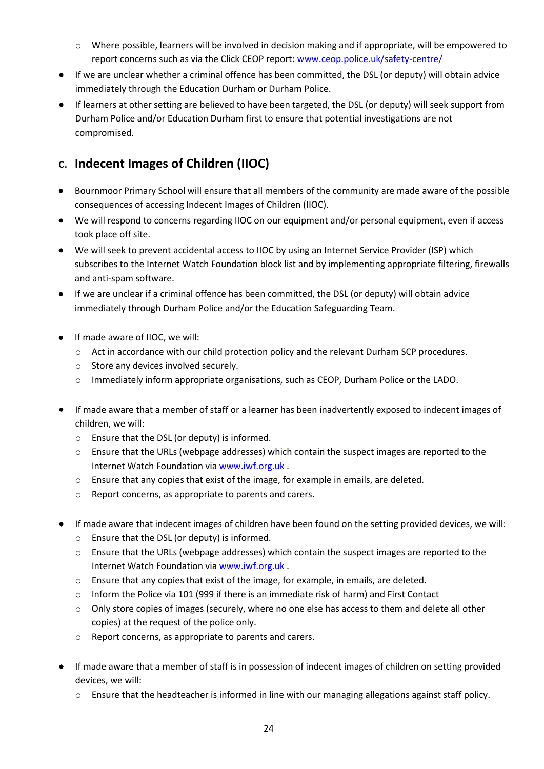- Where possible, learners will be involved in decision making and if appropriate, will be empowered to report concerns such as via the Click CEOP report: [www.ceop.police.uk/safety-centre/](www.ceop.police.uk/safety-centre/)
- If we are unclear whether a criminal offence has been committed, the DSL (or deputy) will obtain advice immediately through the Education Durham or Durham Police.
- If learners at other setting are believed to have been targeted, the DSL (or deputy) will seek support from Durham Police and/or Education Durham first to ensure that potential investigations are not compromised.

## c. Indecent Images of Children (IIOC)

- Bournmoor Primary School will ensure that all members of the community are made aware of the possible consequences of accessing Indecent Images of Children (IIOC).
- We will respond to concerns regarding IIOC on our equipment and/or personal equipment, even if access took place off site.
- We will seek to prevent accidental access to IIOC by using an Internet Service Provider (ISP) which subscribes to the Internet Watch Foundation block list and by implementing appropriate filtering, firewalls and anti-spam software.
- If we are unclear if a criminal offence has been committed, the DSL (or deputy) will obtain advice immediately through Durham Police and/or the Education Safeguarding Team.

- If made aware of IIOC, we will:
    - Act in accordance with our child protection policy and the relevant Durham SCP procedures.
    - Store any devices involved securely.
    - Immediately inform appropriate organisations, such as CEOP, Durham Police or the LADO.

- If made aware that a member of staff or a learner has been inadvertently exposed to indecent images of children, we will:
    - Ensure that the DSL (or deputy) is informed.
    - Ensure that the URLs (webpage addresses) which contain the suspect images are reported to the Internet Watch Foundation via [www.iwf.org.uk](www.iwf.org.uk) .
    - Ensure that any copies that exist of the image, for example in emails, are deleted.
    - Report concerns, as appropriate to parents and carers.

- If made aware that indecent images of children have been found on the setting provided devices, we will:
    - Ensure that the DSL (or deputy) is informed.
    - Ensure that the URLs (webpage addresses) which contain the suspect images are reported to the Internet Watch Foundation via [www.iwf.org.uk](www.iwf.org.uk) .
    - Ensure that any copies that exist of the image, for example, in emails, are deleted.
    - Inform the Police via 101 (999 if there is an immediate risk of harm) and First Contact
    - Only store copies of images (securely, where no one else has access to them and delete all other copies) at the request of the police only.
    - Report concerns, as appropriate to parents and carers.

- If made aware that a member of staff is in possession of indecent images of children on setting provided devices, we will:
    - Ensure that the headteacher is informed in line with our managing allegations against staff policy.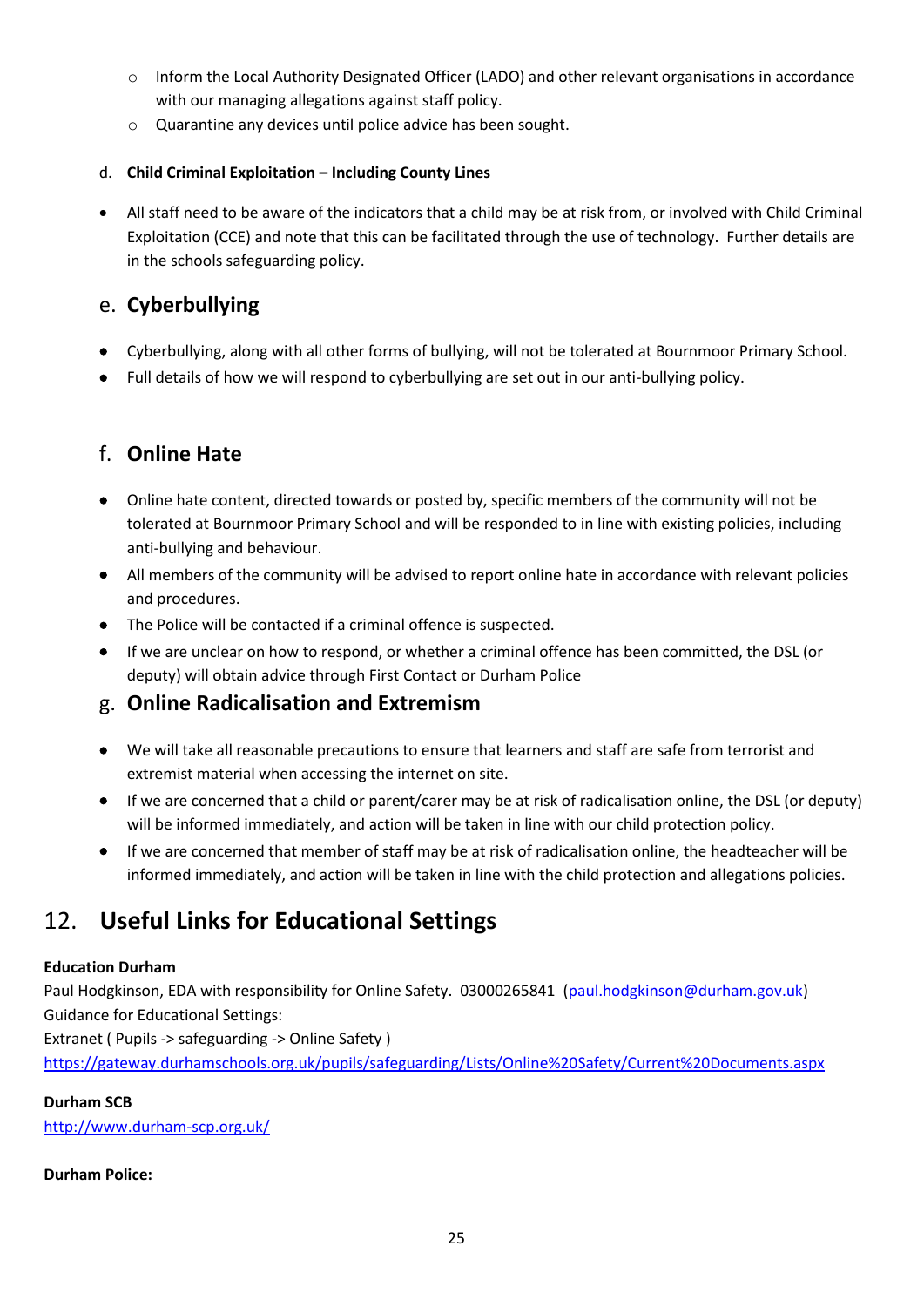- Inform the Local Authority Designated Officer (LADO) and other relevant organisations in accordance with our managing allegations against staff policy.
- Quarantine any devices until police advice has been sought.

**d. Child Criminal Exploitation – Including County Lines**

- All staff need to be aware of the indicators that a child may be at risk from, or involved with Child Criminal Exploitation (CCE) and note that this can be facilitated through the use of technology. Further details are in the schools safeguarding policy.

## e. Cyberbullying

- Cyberbullying, along with all other forms of bullying, will not be tolerated at Bournmoor Primary School.
- Full details of how we will respond to cyberbullying are set out in our anti-bullying policy.

## f. Online Hate

- Online hate content, directed towards or posted by, specific members of the community will not be tolerated at Bournmoor Primary School and will be responded to in line with existing policies, including anti-bullying and behaviour.
- All members of the community will be advised to report online hate in accordance with relevant policies and procedures.
- The Police will be contacted if a criminal offence is suspected.
- If we are unclear on how to respond, or whether a criminal offence has been committed, the DSL (or deputy) will obtain advice through First Contact or Durham Police

## g. Online Radicalisation and Extremism

- We will take all reasonable precautions to ensure that learners and staff are safe from terrorist and extremist material when accessing the internet on site.
- If we are concerned that a child or parent/carer may be at risk of radicalisation online, the DSL (or deputy) will be informed immediately, and action will be taken in line with our child protection policy.
- If we are concerned that member of staff may be at risk of radicalisation online, the headteacher will be informed immediately, and action will be taken in line with the child protection and allegations policies.

# 12. Useful Links for Educational Settings

**Education Durham**
Paul Hodgkinson, EDA with responsibility for Online Safety. 03000265841 (paul.hodgkinson@durham.gov.uk)
Guidance for Educational Settings:
Extranet ( Pupils -> safeguarding -> Online Safety )
https://gateway.durhamschools.org.uk/pupils/safeguarding/Lists/Online%20Safety/Current%20Documents.aspx

**Durham SCB**
http://www.durham-scp.org.uk/

**Durham Police:**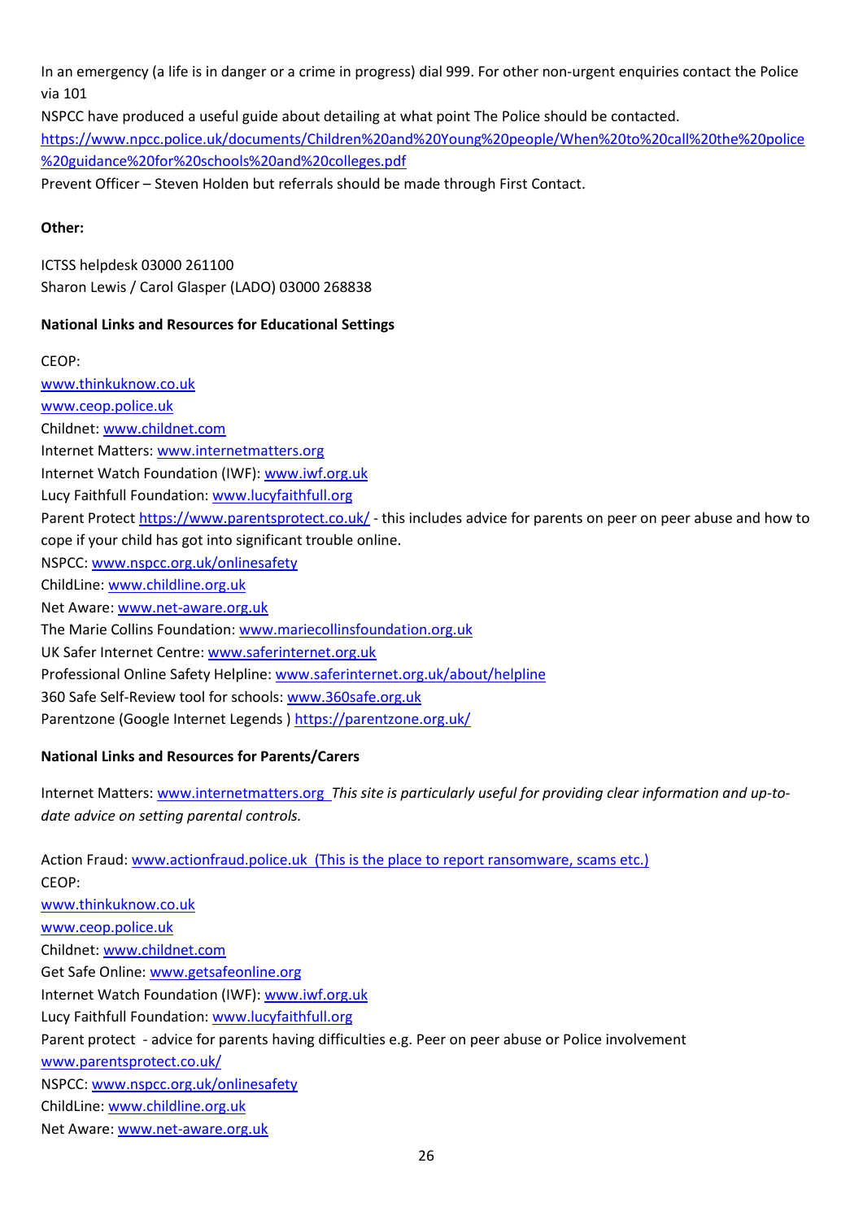In an emergency (a life is in danger or a crime in progress) dial 999. For other non-urgent enquiries contact the Police via 101

NSPCC have produced a useful guide about detailing at what point The Police should be contacted.
https://www.npcc.police.uk/documents/Children%20and%20Young%20people/When%20to%20call%20the%20police%20guidance%20for%20schools%20and%20colleges.pdf

Prevent Officer – Steven Holden but referrals should be made through First Contact.

**Other:**

ICTSS helpdesk 03000 261100
Sharon Lewis / Carol Glasper (LADO) 03000 268838

**National Links and Resources for Educational Settings**

CEOP:
www.thinkuknow.co.uk
www.ceop.police.uk
Childnet: www.childnet.com
Internet Matters: www.internetmatters.org
Internet Watch Foundation (IWF): www.iwf.org.uk
Lucy Faithfull Foundation: www.lucyfaithfull.org
Parent Protect https://www.parentsprotect.co.uk/ - this includes advice for parents on peer on peer abuse and how to cope if your child has got into significant trouble online.
NSPCC: www.nspcc.org.uk/onlinesafety
ChildLine: www.childline.org.uk
Net Aware: www.net-aware.org.uk
The Marie Collins Foundation: www.mariecollinsfoundation.org.uk
UK Safer Internet Centre: www.saferinternet.org.uk
Professional Online Safety Helpline: www.saferinternet.org.uk/about/helpline
360 Safe Self-Review tool for schools: www.360safe.org.uk
Parentzone (Google Internet Legends ) https://parentzone.org.uk/

**National Links and Resources for Parents/Carers**

Internet Matters: www.internetmatters.org *This site is particularly useful for providing clear information and up-to-date advice on setting parental controls.*

Action Fraud: www.actionfraud.police.uk (This is the place to report ransomware, scams etc.)
CEOP:
www.thinkuknow.co.uk
www.ceop.police.uk
Childnet: www.childnet.com
Get Safe Online: www.getsafeonline.org
Internet Watch Foundation (IWF): www.iwf.org.uk
Lucy Faithfull Foundation: www.lucyfaithfull.org
Parent protect - advice for parents having difficulties e.g. Peer on peer abuse or Police involvement
www.parentsprotect.co.uk/
NSPCC: www.nspcc.org.uk/onlinesafety
ChildLine: www.childline.org.uk
Net Aware: www.net-aware.org.uk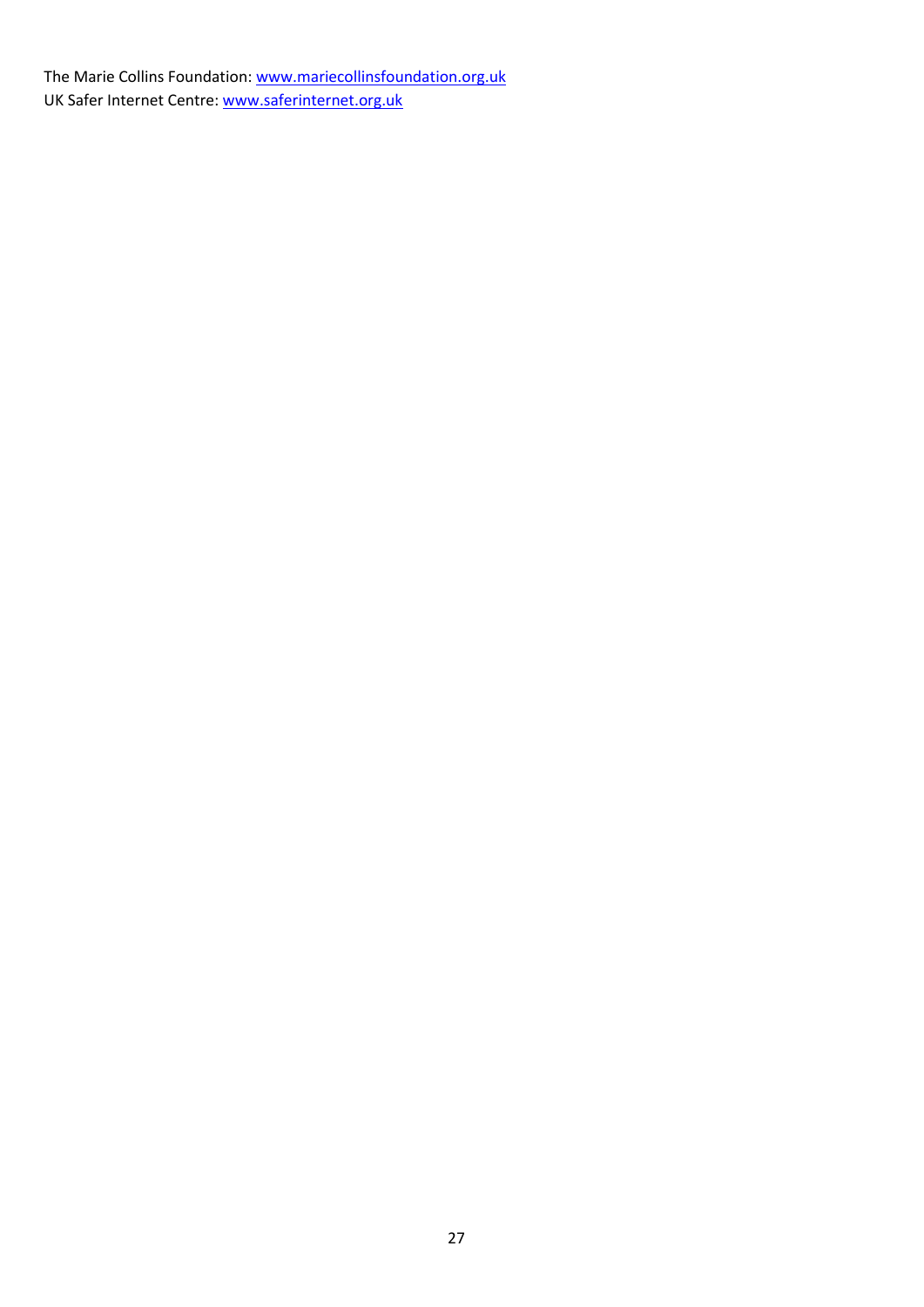The Marie Collins Foundation: [www.mariecollinsfoundation.org.uk](http://www.mariecollinsfoundation.org.uk)
UK Safer Internet Centre: [www.saferinternet.org.uk](http://www.saferinternet.org.uk)